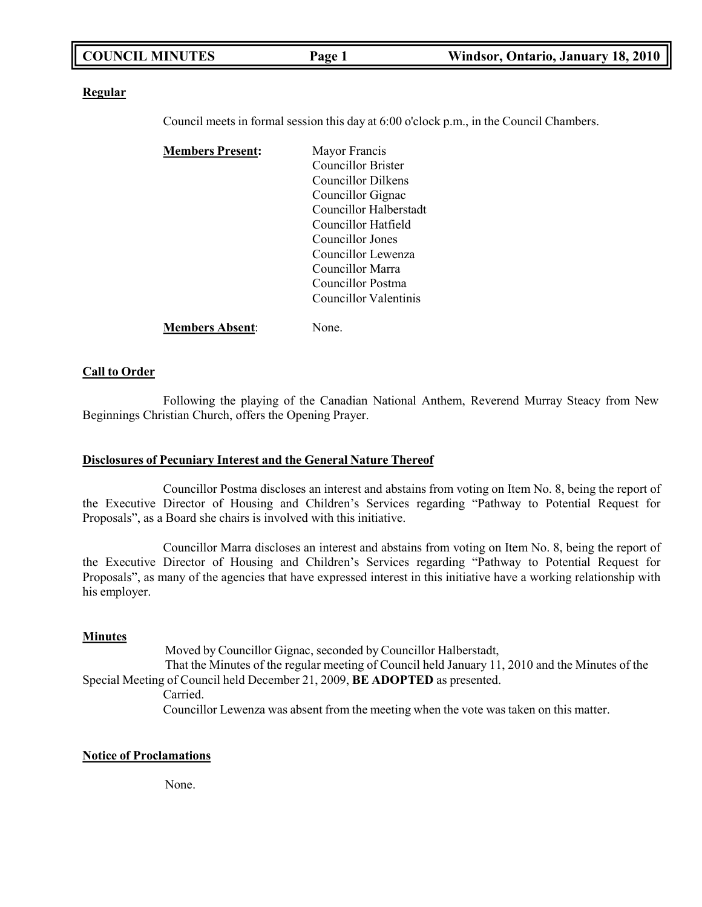**Regular**

Council meets in formal session this day at 6:00 o'clock p.m., in the Council Chambers.

**Members Present:**
Mayor Francis
Councillor Brister
Councillor Dilkens
Councillor Gignac
Councillor Halberstadt
Councillor Hatfield
Councillor Jones
Councillor Lewenza
Councillor Marra
Councillor Postma
Councillor Valentinis

**Members Absent**: None.

**Call to Order**

Following the playing of the Canadian National Anthem, Reverend Murray Steacy from New Beginnings Christian Church, offers the Opening Prayer.

**Disclosures of Pecuniary Interest and the General Nature Thereof**

Councillor Postma discloses an interest and abstains from voting on Item No. 8, being the report of the Executive Director of Housing and Children's Services regarding "Pathway to Potential Request for Proposals", as a Board she chairs is involved with this initiative.

Councillor Marra discloses an interest and abstains from voting on Item No. 8, being the report of the Executive Director of Housing and Children's Services regarding "Pathway to Potential Request for Proposals", as many of the agencies that have expressed interest in this initiative have a working relationship with his employer.

**Minutes**

Moved by Councillor Gignac, seconded by Councillor Halberstadt,
That the Minutes of the regular meeting of Council held January 11, 2010 and the Minutes of the Special Meeting of Council held December 21, 2009, **BE ADOPTED** as presented.
Carried.
Councillor Lewenza was absent from the meeting when the vote was taken on this matter.

**Notice of Proclamations**

None.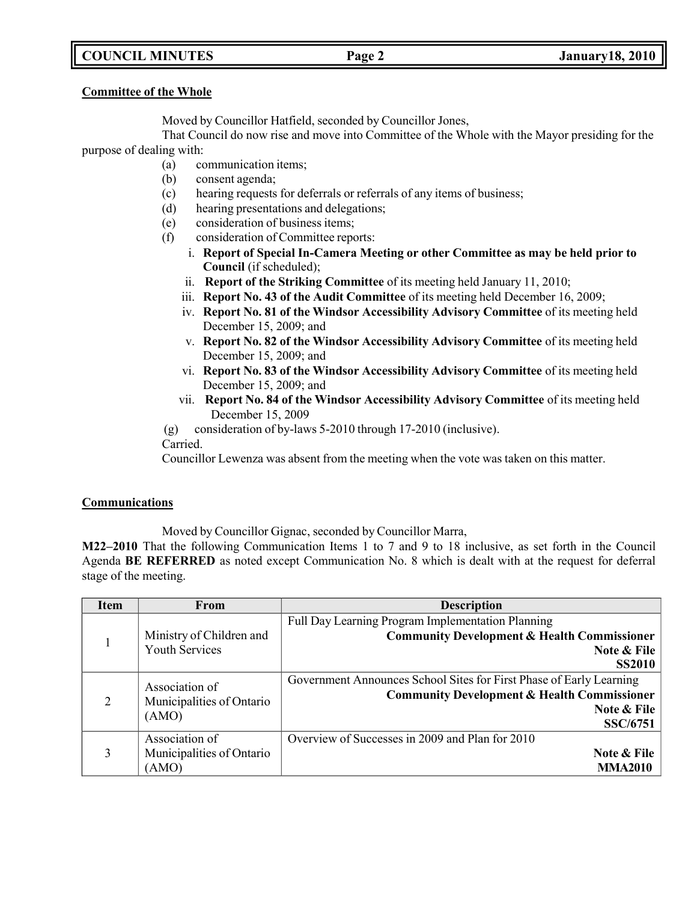**Committee of the Whole**

Moved by Councillor Hatfield, seconded by Councillor Jones,

That Council do now rise and move into Committee of the Whole with the Mayor presiding for the purpose of dealing with:

(a) communication items;
(b) consent agenda;
(c) hearing requests for deferrals or referrals of any items of business;
(d) hearing presentations and delegations;
(e) consideration of business items;
(f) consideration of Committee reports:
   i. **Report of Special In-Camera Meeting or other Committee as may be held prior to Council** (if scheduled);
   ii. **Report of the Striking Committee** of its meeting held January 11, 2010;
   iii. **Report No. 43 of the Audit Committee** of its meeting held December 16, 2009;
   iv. **Report No. 81 of the Windsor Accessibility Advisory Committee** of its meeting held December 15, 2009; and
   v. **Report No. 82 of the Windsor Accessibility Advisory Committee** of its meeting held December 15, 2009; and
   vi. **Report No. 83 of the Windsor Accessibility Advisory Committee** of its meeting held December 15, 2009; and
   vii. **Report No. 84 of the Windsor Accessibility Advisory Committee** of its meeting held December 15, 2009
(g) consideration of by-laws 5-2010 through 17-2010 (inclusive).

Carried.

Councillor Lewenza was absent from the meeting when the vote was taken on this matter.

**Communications**

Moved by Councillor Gignac, seconded by Councillor Marra,

**M22–2010** That the following Communication Items 1 to 7 and 9 to 18 inclusive, as set forth in the Council Agenda **BE REFERRED** as noted except Communication No. 8 which is dealt with at the request for deferral stage of the meeting.

| Item | From | Description |
|---|---|---|
| 1 | Ministry of Children and Youth Services | Full Day Learning Program Implementation Planning<br>**Community Development & Health Commissioner**<br>**Note & File**<br>**SS2010** |
| 2 | Association of Municipalities of Ontario (AMO) | Government Announces School Sites for First Phase of Early Learning<br>**Community Development & Health Commissioner**<br>**Note & File**<br>**SSC/6751** |
| 3 | Association of Municipalities of Ontario (AMO) | Overview of Successes in 2009 and Plan for 2010<br>**Note & File**<br>**MMA2010** |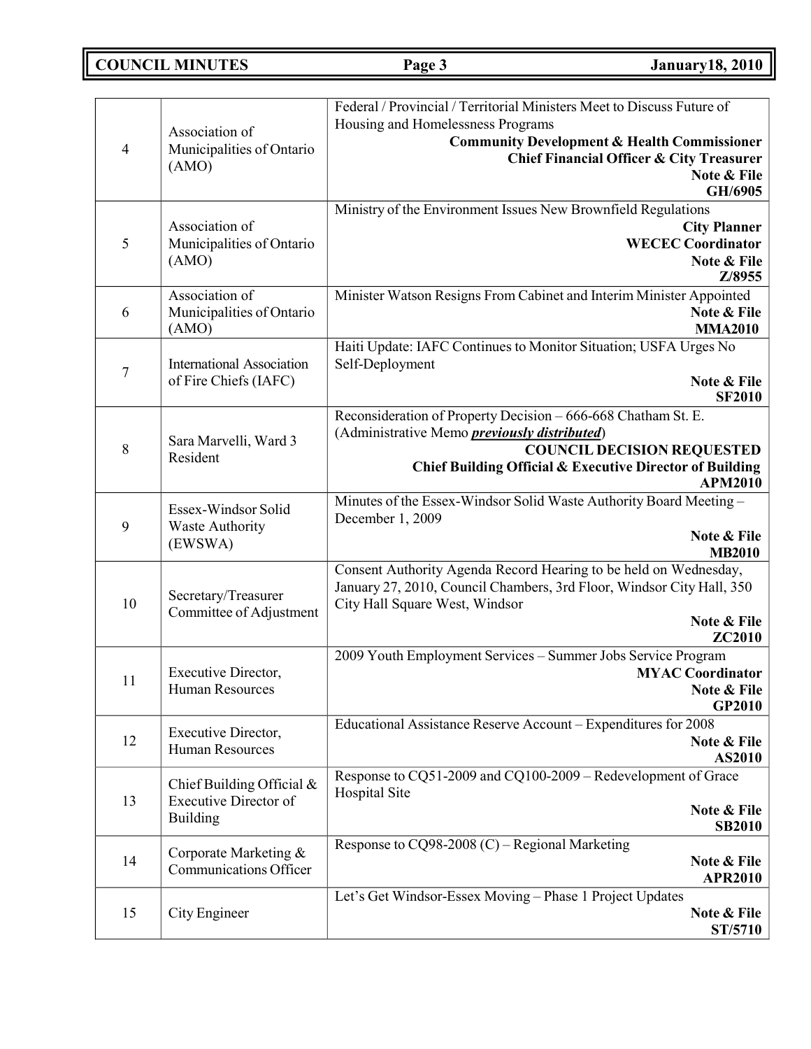| | | |
|---|---|---|
| 4 | Association of Municipalities of Ontario (AMO) | Federal / Provincial / Territorial Ministers Meet to Discuss Future of Housing and Homelessness Programs<br>**Community Development & Health Commissioner**<br>**Chief Financial Officer & City Treasurer**<br>**Note & File**<br>**GH/6905** |
| 5 | Association of Municipalities of Ontario (AMO) | Ministry of the Environment Issues New Brownfield Regulations<br>**City Planner**<br>**WECEC Coordinator**<br>**Note & File**<br>**Z/8955** |
| 6 | Association of Municipalities of Ontario (AMO) | Minister Watson Resigns From Cabinet and Interim Minister Appointed<br>**Note & File**<br>**MMA2010** |
| 7 | International Association of Fire Chiefs (IAFC) | Haiti Update: IAFC Continues to Monitor Situation; USFA Urges No Self-Deployment<br>**Note & File**<br>**SF2010** |
| 8 | Sara Marvelli, Ward 3 Resident | Reconsideration of Property Decision – 666-668 Chatham St. E. (Administrative Memo ***previously distributed***)<br>**COUNCIL DECISION REQUESTED**<br>**Chief Building Official & Executive Director of Building**<br>**APM2010** |
| 9 | Essex-Windsor Solid Waste Authority (EWSWA) | Minutes of the Essex-Windsor Solid Waste Authority Board Meeting – December 1, 2009<br>**Note & File**<br>**MB2010** |
| 10 | Secretary/Treasurer Committee of Adjustment | Consent Authority Agenda Record Hearing to be held on Wednesday, January 27, 2010, Council Chambers, 3rd Floor, Windsor City Hall, 350 City Hall Square West, Windsor<br>**Note & File**<br>**ZC2010** |
| 11 | Executive Director, Human Resources | 2009 Youth Employment Services – Summer Jobs Service Program<br>**MYAC Coordinator**<br>**Note & File**<br>**GP2010** |
| 12 | Executive Director, Human Resources | Educational Assistance Reserve Account – Expenditures for 2008<br>**Note & File**<br>**AS2010** |
| 13 | Chief Building Official & Executive Director of Building | Response to CQ51-2009 and CQ100-2009 – Redevelopment of Grace Hospital Site<br>**Note & File**<br>**SB2010** |
| 14 | Corporate Marketing & Communications Officer | Response to CQ98-2008 (C) – Regional Marketing<br>**Note & File**<br>**APR2010** |
| 15 | City Engineer | Let's Get Windsor-Essex Moving – Phase 1 Project Updates<br>**Note & File**<br>**ST/5710** |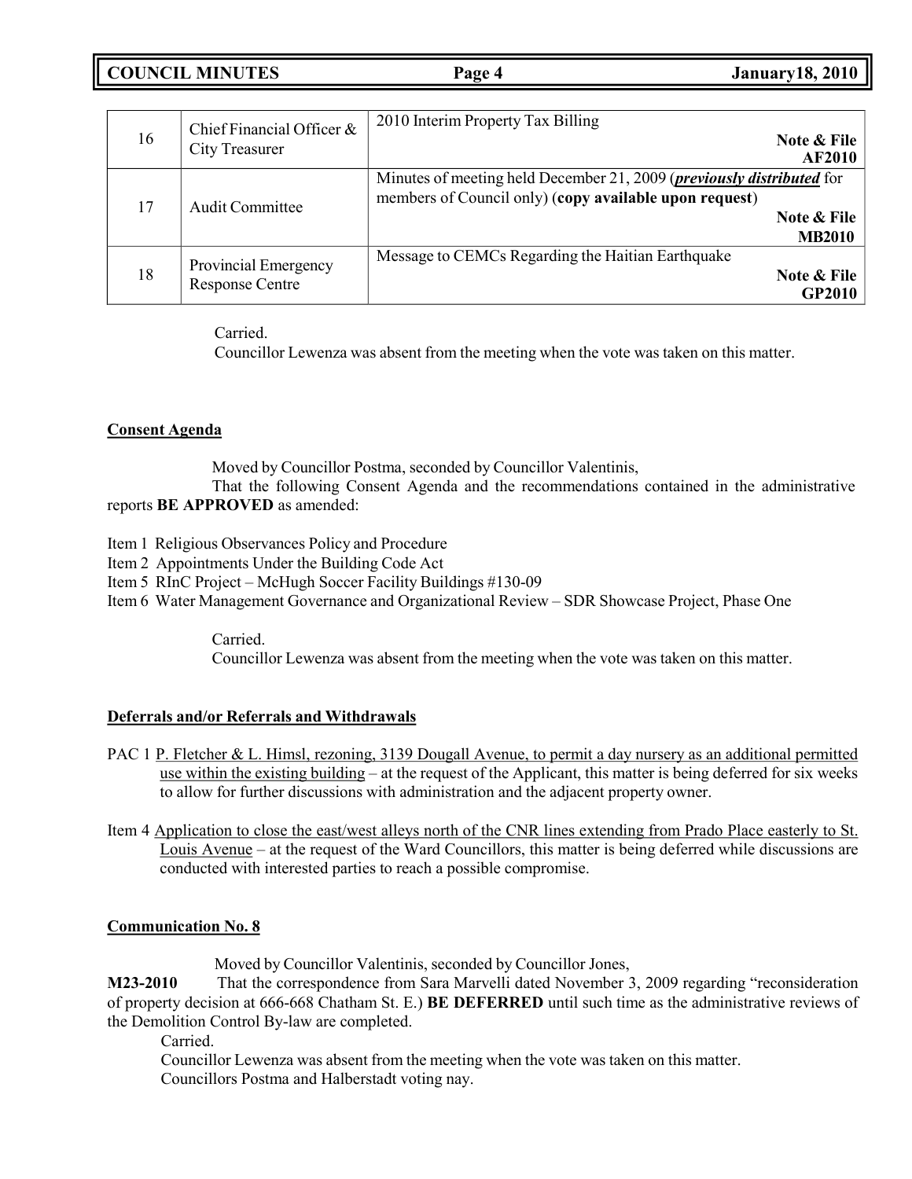| 16 | Chief Financial Officer & City Treasurer | 2010 Interim Property Tax Billing **Note & File AF2010** |
|---|---|---|
| 17 | Audit Committee | Minutes of meeting held December 21, 2009 (***previously distributed*** for members of Council only) (**copy available upon request**) **Note & File MB2010** |
| 18 | Provincial Emergency Response Centre | Message to CEMCs Regarding the Haitian Earthquake **Note & File GP2010** |

Carried.

Councillor Lewenza was absent from the meeting when the vote was taken on this matter.

## Consent Agenda

Moved by Councillor Postma, seconded by Councillor Valentinis,

That the following Consent Agenda and the recommendations contained in the administrative reports **BE APPROVED** as amended:

Item 1 Religious Observances Policy and Procedure
Item 2 Appointments Under the Building Code Act
Item 5 RInC Project – McHugh Soccer Facility Buildings #130-09
Item 6 Water Management Governance and Organizational Review – SDR Showcase Project, Phase One

Carried.

Councillor Lewenza was absent from the meeting when the vote was taken on this matter.

## Deferrals and/or Referrals and Withdrawals

PAC 1 P. Fletcher & L. Himsl, rezoning, 3139 Dougall Avenue, to permit a day nursery as an additional permitted use within the existing building – at the request of the Applicant, this matter is being deferred for six weeks to allow for further discussions with administration and the adjacent property owner.

Item 4 Application to close the east/west alleys north of the CNR lines extending from Prado Place easterly to St. Louis Avenue – at the request of the Ward Councillors, this matter is being deferred while discussions are conducted with interested parties to reach a possible compromise.

## Communication No. 8

Moved by Councillor Valentinis, seconded by Councillor Jones,

**M23-2010** That the correspondence from Sara Marvelli dated November 3, 2009 regarding "reconsideration of property decision at 666-668 Chatham St. E.) **BE DEFERRED** until such time as the administrative reviews of the Demolition Control By-law are completed.

Carried.

Councillor Lewenza was absent from the meeting when the vote was taken on this matter.

Councillors Postma and Halberstadt voting nay.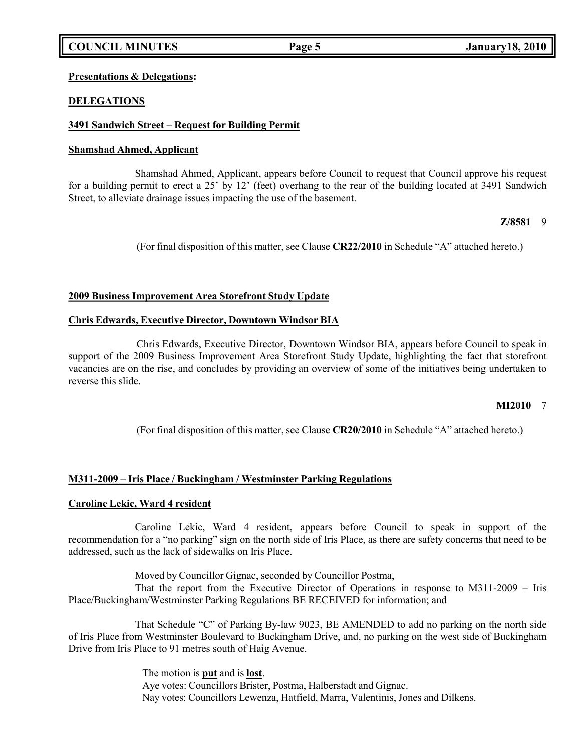**Presentations & Delegations:**

**DELEGATIONS**

**3491 Sandwich Street – Request for Building Permit**

**Shamshad Ahmed, Applicant**

Shamshad Ahmed, Applicant, appears before Council to request that Council approve his request for a building permit to erect a 25' by 12' (feet) overhang to the rear of the building located at 3491 Sandwich Street, to alleviate drainage issues impacting the use of the basement.

**Z/8581** 9

(For final disposition of this matter, see Clause **CR22/2010** in Schedule "A" attached hereto.)

**2009 Business Improvement Area Storefront Study Update**

**Chris Edwards, Executive Director, Downtown Windsor BIA**

Chris Edwards, Executive Director, Downtown Windsor BIA, appears before Council to speak in support of the 2009 Business Improvement Area Storefront Study Update, highlighting the fact that storefront vacancies are on the rise, and concludes by providing an overview of some of the initiatives being undertaken to reverse this slide.

**MI2010** 7

(For final disposition of this matter, see Clause **CR20/2010** in Schedule "A" attached hereto.)

**M311-2009 – Iris Place / Buckingham / Westminster Parking Regulations**

**Caroline Lekic, Ward 4 resident**

Caroline Lekic, Ward 4 resident, appears before Council to speak in support of the recommendation for a "no parking" sign on the north side of Iris Place, as there are safety concerns that need to be addressed, such as the lack of sidewalks on Iris Place.

Moved by Councillor Gignac, seconded by Councillor Postma,

That the report from the Executive Director of Operations in response to M311-2009 – Iris Place/Buckingham/Westminster Parking Regulations BE RECEIVED for information; and

That Schedule "C" of Parking By-law 9023, BE AMENDED to add no parking on the north side of Iris Place from Westminster Boulevard to Buckingham Drive, and, no parking on the west side of Buckingham Drive from Iris Place to 91 metres south of Haig Avenue.

The motion is **put** and is **lost**.
Aye votes: Councillors Brister, Postma, Halberstadt and Gignac.
Nay votes: Councillors Lewenza, Hatfield, Marra, Valentinis, Jones and Dilkens.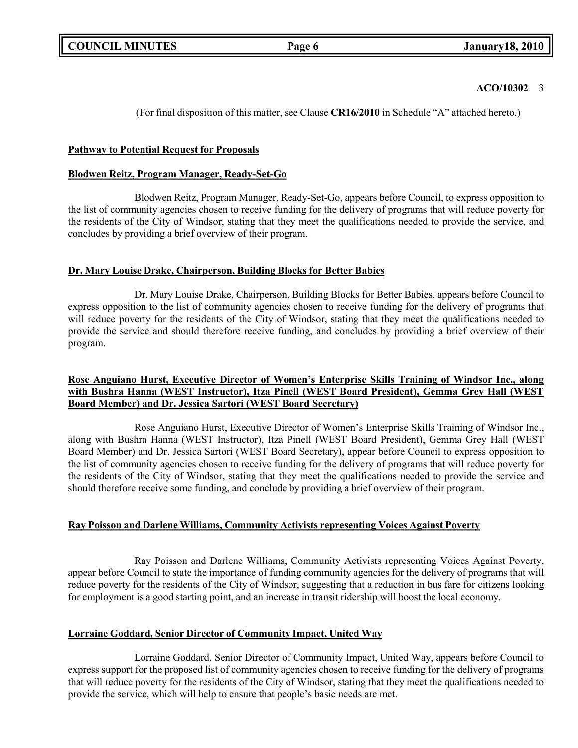**ACO/10302** 3

(For final disposition of this matter, see Clause **CR16/2010** in Schedule "A" attached hereto.)

**Pathway to Potential Request for Proposals**

**Blodwen Reitz, Program Manager, Ready-Set-Go**

Blodwen Reitz, Program Manager, Ready-Set-Go, appears before Council, to express opposition to the list of community agencies chosen to receive funding for the delivery of programs that will reduce poverty for the residents of the City of Windsor, stating that they meet the qualifications needed to provide the service, and concludes by providing a brief overview of their program.

**Dr. Mary Louise Drake, Chairperson, Building Blocks for Better Babies**

Dr. Mary Louise Drake, Chairperson, Building Blocks for Better Babies, appears before Council to express opposition to the list of community agencies chosen to receive funding for the delivery of programs that will reduce poverty for the residents of the City of Windsor, stating that they meet the qualifications needed to provide the service and should therefore receive funding, and concludes by providing a brief overview of their program.

**Rose Anguiano Hurst, Executive Director of Women's Enterprise Skills Training of Windsor Inc., along with Bushra Hanna (WEST Instructor), Itza Pinell (WEST Board President), Gemma Grey Hall (WEST Board Member) and Dr. Jessica Sartori (WEST Board Secretary)**

Rose Anguiano Hurst, Executive Director of Women's Enterprise Skills Training of Windsor Inc., along with Bushra Hanna (WEST Instructor), Itza Pinell (WEST Board President), Gemma Grey Hall (WEST Board Member) and Dr. Jessica Sartori (WEST Board Secretary), appear before Council to express opposition to the list of community agencies chosen to receive funding for the delivery of programs that will reduce poverty for the residents of the City of Windsor, stating that they meet the qualifications needed to provide the service and should therefore receive some funding, and conclude by providing a brief overview of their program.

**Ray Poisson and Darlene Williams, Community Activists representing Voices Against Poverty**

Ray Poisson and Darlene Williams, Community Activists representing Voices Against Poverty, appear before Council to state the importance of funding community agencies for the delivery of programs that will reduce poverty for the residents of the City of Windsor, suggesting that a reduction in bus fare for citizens looking for employment is a good starting point, and an increase in transit ridership will boost the local economy.

**Lorraine Goddard, Senior Director of Community Impact, United Way**

Lorraine Goddard, Senior Director of Community Impact, United Way, appears before Council to express support for the proposed list of community agencies chosen to receive funding for the delivery of programs that will reduce poverty for the residents of the City of Windsor, stating that they meet the qualifications needed to provide the service, which will help to ensure that people's basic needs are met.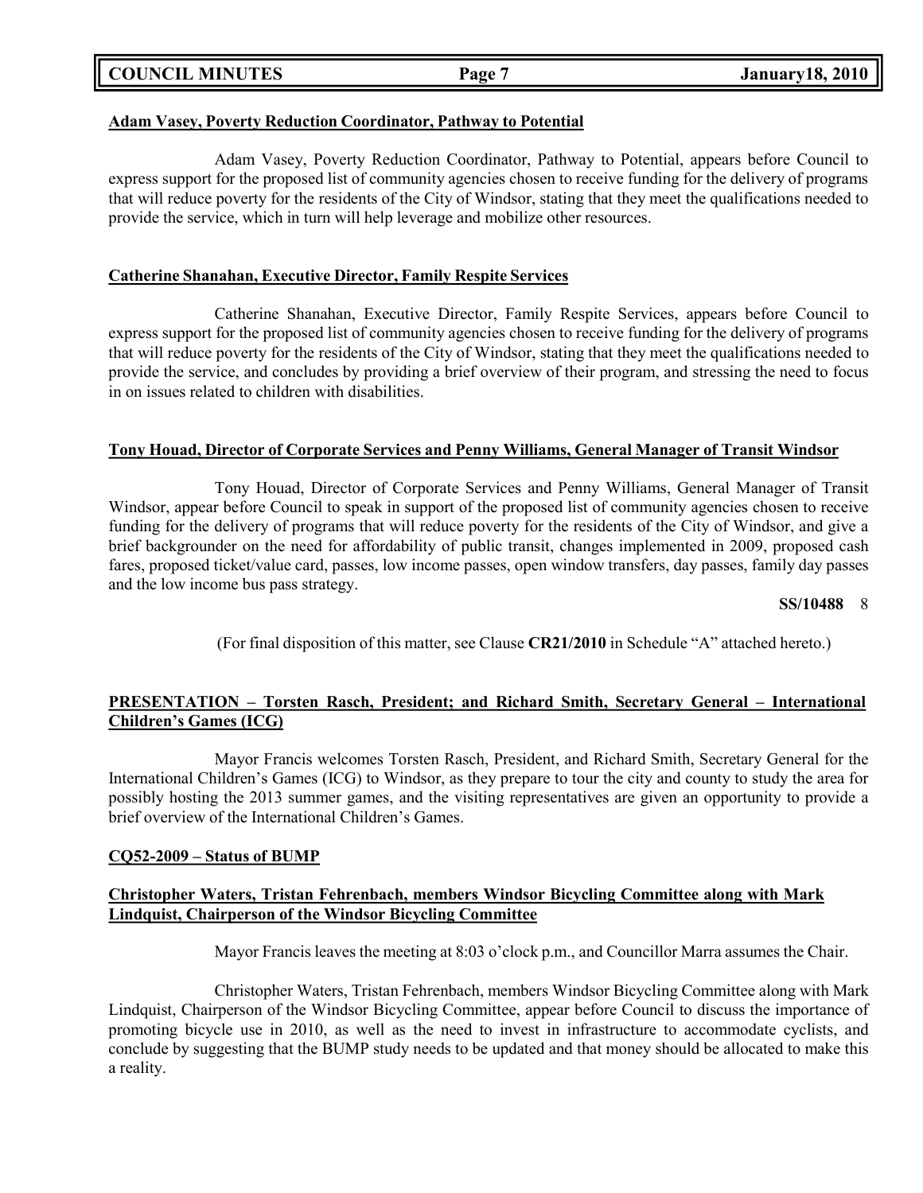**Adam Vasey, Poverty Reduction Coordinator, Pathway to Potential**

Adam Vasey, Poverty Reduction Coordinator, Pathway to Potential, appears before Council to express support for the proposed list of community agencies chosen to receive funding for the delivery of programs that will reduce poverty for the residents of the City of Windsor, stating that they meet the qualifications needed to provide the service, which in turn will help leverage and mobilize other resources.

**Catherine Shanahan, Executive Director, Family Respite Services**

Catherine Shanahan, Executive Director, Family Respite Services, appears before Council to express support for the proposed list of community agencies chosen to receive funding for the delivery of programs that will reduce poverty for the residents of the City of Windsor, stating that they meet the qualifications needed to provide the service, and concludes by providing a brief overview of their program, and stressing the need to focus in on issues related to children with disabilities.

**Tony Houad, Director of Corporate Services and Penny Williams, General Manager of Transit Windsor**

Tony Houad, Director of Corporate Services and Penny Williams, General Manager of Transit Windsor, appear before Council to speak in support of the proposed list of community agencies chosen to receive funding for the delivery of programs that will reduce poverty for the residents of the City of Windsor, and give a brief backgrounder on the need for affordability of public transit, changes implemented in 2009, proposed cash fares, proposed ticket/value card, passes, low income passes, open window transfers, day passes, family day passes and the low income bus pass strategy.

**SS/10488** 8

(For final disposition of this matter, see Clause **CR21/2010** in Schedule "A" attached hereto.)

**PRESENTATION – Torsten Rasch, President; and Richard Smith, Secretary General – International Children's Games (ICG)**

Mayor Francis welcomes Torsten Rasch, President, and Richard Smith, Secretary General for the International Children's Games (ICG) to Windsor, as they prepare to tour the city and county to study the area for possibly hosting the 2013 summer games, and the visiting representatives are given an opportunity to provide a brief overview of the International Children's Games.

**CQ52-2009 – Status of BUMP**

**Christopher Waters, Tristan Fehrenbach, members Windsor Bicycling Committee along with Mark Lindquist, Chairperson of the Windsor Bicycling Committee**

Mayor Francis leaves the meeting at 8:03 o'clock p.m., and Councillor Marra assumes the Chair.

Christopher Waters, Tristan Fehrenbach, members Windsor Bicycling Committee along with Mark Lindquist, Chairperson of the Windsor Bicycling Committee, appear before Council to discuss the importance of promoting bicycle use in 2010, as well as the need to invest in infrastructure to accommodate cyclists, and conclude by suggesting that the BUMP study needs to be updated and that money should be allocated to make this a reality.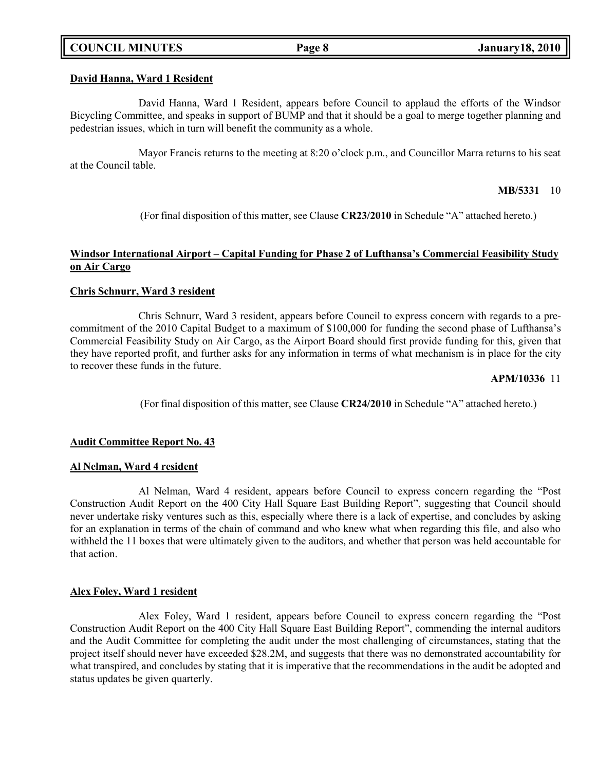**David Hanna, Ward 1 Resident**

David Hanna, Ward 1 Resident, appears before Council to applaud the efforts of the Windsor Bicycling Committee, and speaks in support of BUMP and that it should be a goal to merge together planning and pedestrian issues, which in turn will benefit the community as a whole.

Mayor Francis returns to the meeting at 8:20 o'clock p.m., and Councillor Marra returns to his seat at the Council table.

**MB/5331** 10

(For final disposition of this matter, see Clause **CR23/2010** in Schedule "A" attached hereto.)

**Windsor International Airport – Capital Funding for Phase 2 of Lufthansa's Commercial Feasibility Study on Air Cargo**

**Chris Schnurr, Ward 3 resident**

Chris Schnurr, Ward 3 resident, appears before Council to express concern with regards to a pre-commitment of the 2010 Capital Budget to a maximum of $100,000 for funding the second phase of Lufthansa's Commercial Feasibility Study on Air Cargo, as the Airport Board should first provide funding for this, given that they have reported profit, and further asks for any information in terms of what mechanism is in place for the city to recover these funds in the future.

**APM/10336** 11

(For final disposition of this matter, see Clause **CR24/2010** in Schedule "A" attached hereto.)

**Audit Committee Report No. 43**

**Al Nelman, Ward 4 resident**

Al Nelman, Ward 4 resident, appears before Council to express concern regarding the "Post Construction Audit Report on the 400 City Hall Square East Building Report", suggesting that Council should never undertake risky ventures such as this, especially where there is a lack of expertise, and concludes by asking for an explanation in terms of the chain of command and who knew what when regarding this file, and also who withheld the 11 boxes that were ultimately given to the auditors, and whether that person was held accountable for that action.

**Alex Foley, Ward 1 resident**

Alex Foley, Ward 1 resident, appears before Council to express concern regarding the "Post Construction Audit Report on the 400 City Hall Square East Building Report", commending the internal auditors and the Audit Committee for completing the audit under the most challenging of circumstances, stating that the project itself should never have exceeded $28.2M, and suggests that there was no demonstrated accountability for what transpired, and concludes by stating that it is imperative that the recommendations in the audit be adopted and status updates be given quarterly.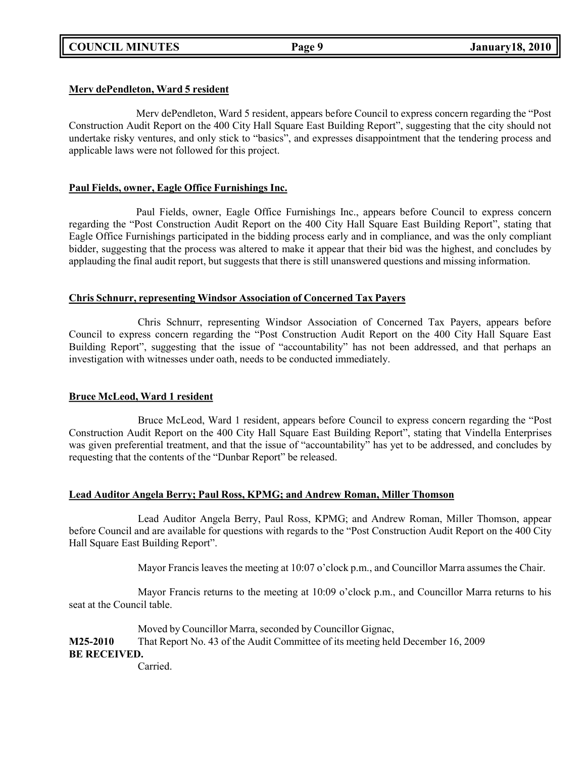**Merv dePendleton, Ward 5 resident**

Merv dePendleton, Ward 5 resident, appears before Council to express concern regarding the "Post Construction Audit Report on the 400 City Hall Square East Building Report", suggesting that the city should not undertake risky ventures, and only stick to "basics", and expresses disappointment that the tendering process and applicable laws were not followed for this project.

**Paul Fields, owner, Eagle Office Furnishings Inc.**

Paul Fields, owner, Eagle Office Furnishings Inc., appears before Council to express concern regarding the "Post Construction Audit Report on the 400 City Hall Square East Building Report", stating that Eagle Office Furnishings participated in the bidding process early and in compliance, and was the only compliant bidder, suggesting that the process was altered to make it appear that their bid was the highest, and concludes by applauding the final audit report, but suggests that there is still unanswered questions and missing information.

**Chris Schnurr, representing Windsor Association of Concerned Tax Payers**

Chris Schnurr, representing Windsor Association of Concerned Tax Payers, appears before Council to express concern regarding the "Post Construction Audit Report on the 400 City Hall Square East Building Report", suggesting that the issue of "accountability" has not been addressed, and that perhaps an investigation with witnesses under oath, needs to be conducted immediately.

**Bruce McLeod, Ward 1 resident**

Bruce McLeod, Ward 1 resident, appears before Council to express concern regarding the "Post Construction Audit Report on the 400 City Hall Square East Building Report", stating that Vindella Enterprises was given preferential treatment, and that the issue of "accountability" has yet to be addressed, and concludes by requesting that the contents of the "Dunbar Report" be released.

**Lead Auditor Angela Berry; Paul Ross, KPMG; and Andrew Roman, Miller Thomson**

Lead Auditor Angela Berry, Paul Ross, KPMG; and Andrew Roman, Miller Thomson, appear before Council and are available for questions with regards to the "Post Construction Audit Report on the 400 City Hall Square East Building Report".

Mayor Francis leaves the meeting at 10:07 o'clock p.m., and Councillor Marra assumes the Chair.

Mayor Francis returns to the meeting at 10:09 o'clock p.m., and Councillor Marra returns to his seat at the Council table.

Moved by Councillor Marra, seconded by Councillor Gignac,

**M25-2010** That Report No. 43 of the Audit Committee of its meeting held December 16, 2009 **BE RECEIVED.**

Carried.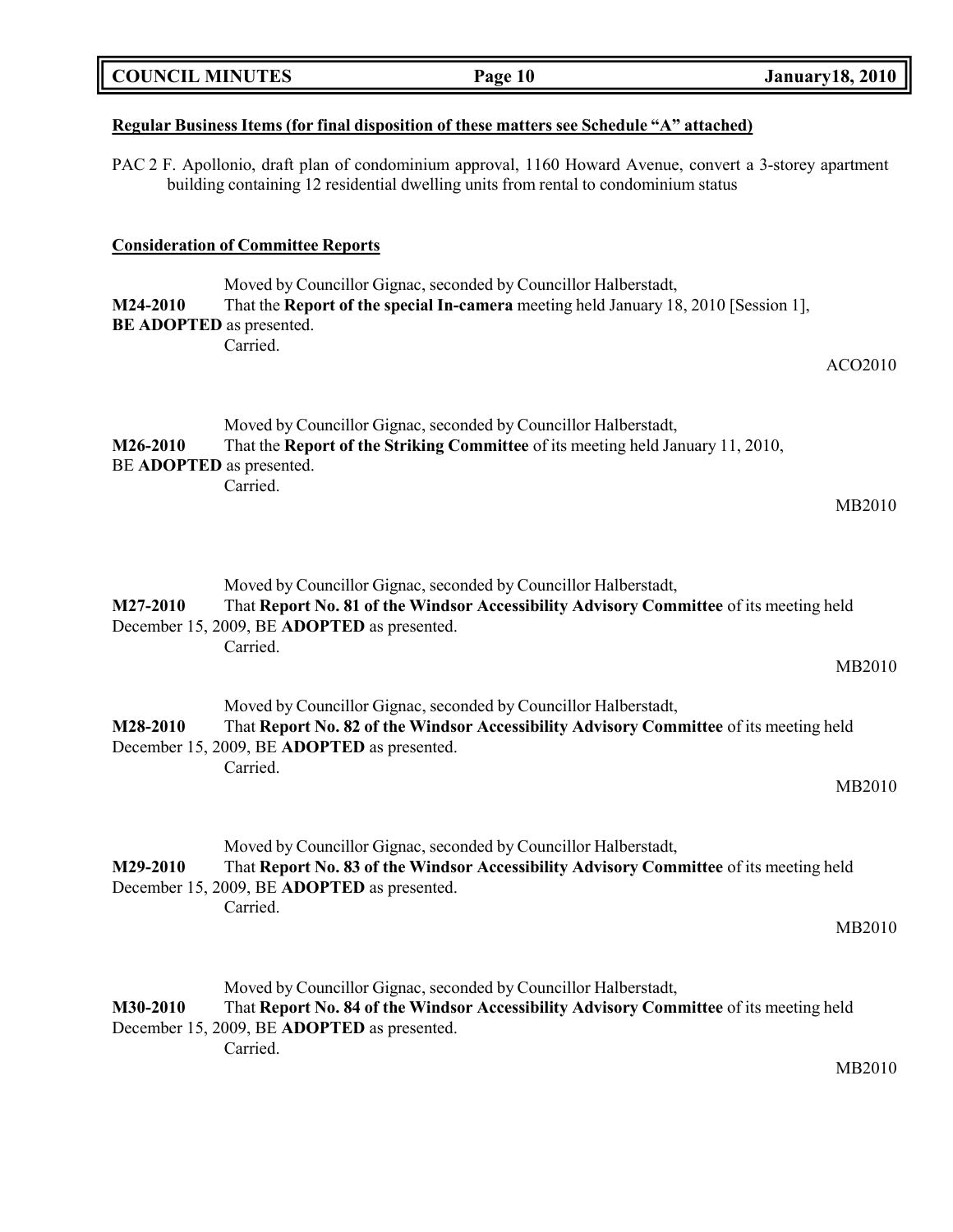**Regular Business Items (for final disposition of these matters see Schedule "A" attached)**

PAC 2 F. Apollonio, draft plan of condominium approval, 1160 Howard Avenue, convert a 3-storey apartment building containing 12 residential dwelling units from rental to condominium status

**Consideration of Committee Reports**

Moved by Councillor Gignac, seconded by Councillor Halberstadt,
**M24-2010** That the **Report of the special In-camera** meeting held January 18, 2010 [Session 1], **BE ADOPTED** as presented.
Carried.

ACO2010

Moved by Councillor Gignac, seconded by Councillor Halberstadt,
**M26-2010** That the **Report of the Striking Committee** of its meeting held January 11, 2010, BE **ADOPTED** as presented.
Carried.

MB2010

Moved by Councillor Gignac, seconded by Councillor Halberstadt,
**M27-2010** That **Report No. 81 of the Windsor Accessibility Advisory Committee** of its meeting held December 15, 2009, BE **ADOPTED** as presented.
Carried.

MB2010

Moved by Councillor Gignac, seconded by Councillor Halberstadt,
**M28-2010** That **Report No. 82 of the Windsor Accessibility Advisory Committee** of its meeting held December 15, 2009, BE **ADOPTED** as presented.
Carried.

MB2010

Moved by Councillor Gignac, seconded by Councillor Halberstadt,
**M29-2010** That **Report No. 83 of the Windsor Accessibility Advisory Committee** of its meeting held December 15, 2009, BE **ADOPTED** as presented.
Carried.

MB2010

Moved by Councillor Gignac, seconded by Councillor Halberstadt,
**M30-2010** That **Report No. 84 of the Windsor Accessibility Advisory Committee** of its meeting held December 15, 2009, BE **ADOPTED** as presented.
Carried.

MB2010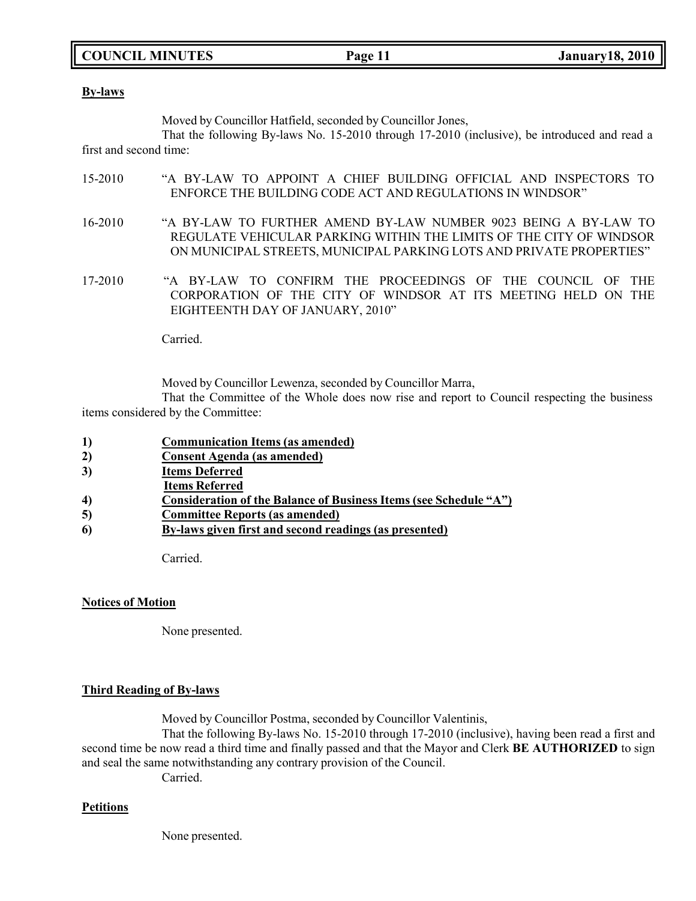**By-laws**

Moved by Councillor Hatfield, seconded by Councillor Jones,

That the following By-laws No. 15-2010 through 17-2010 (inclusive), be introduced and read a first and second time:

15-2010 "A BY-LAW TO APPOINT A CHIEF BUILDING OFFICIAL AND INSPECTORS TO ENFORCE THE BUILDING CODE ACT AND REGULATIONS IN WINDSOR"

16-2010 "A BY-LAW TO FURTHER AMEND BY-LAW NUMBER 9023 BEING A BY-LAW TO REGULATE VEHICULAR PARKING WITHIN THE LIMITS OF THE CITY OF WINDSOR ON MUNICIPAL STREETS, MUNICIPAL PARKING LOTS AND PRIVATE PROPERTIES"

17-2010 "A BY-LAW TO CONFIRM THE PROCEEDINGS OF THE COUNCIL OF THE CORPORATION OF THE CITY OF WINDSOR AT ITS MEETING HELD ON THE EIGHTEENTH DAY OF JANUARY, 2010"

Carried.

Moved by Councillor Lewenza, seconded by Councillor Marra,

That the Committee of the Whole does now rise and report to Council respecting the business items considered by the Committee:

1) **Communication Items (as amended)**
2) **Consent Agenda (as amended)**
3) **Items Deferred**
   **Items Referred**
4) **Consideration of the Balance of Business Items (see Schedule "A")**
5) **Committee Reports (as amended)**
6) **By-laws given first and second readings (as presented)**

Carried.

**Notices of Motion**

None presented.

**Third Reading of By-laws**

Moved by Councillor Postma, seconded by Councillor Valentinis,

That the following By-laws No. 15-2010 through 17-2010 (inclusive), having been read a first and second time be now read a third time and finally passed and that the Mayor and Clerk **BE AUTHORIZED** to sign and seal the same notwithstanding any contrary provision of the Council.

Carried.

**Petitions**

None presented.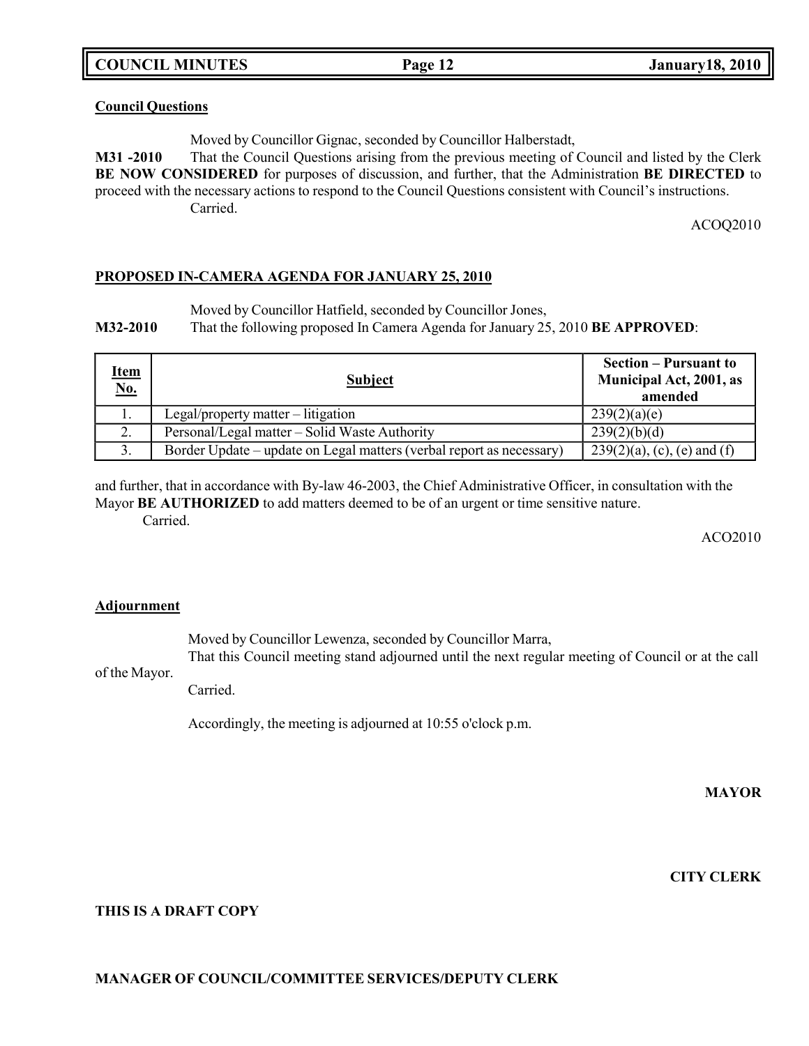**Council Questions**

Moved by Councillor Gignac, seconded by Councillor Halberstadt,

**M31 -2010** That the Council Questions arising from the previous meeting of Council and listed by the Clerk **BE NOW CONSIDERED** for purposes of discussion, and further, that the Administration **BE DIRECTED** to proceed with the necessary actions to respond to the Council Questions consistent with Council's instructions.

Carried.

ACOQ2010

**PROPOSED IN-CAMERA AGENDA FOR JANUARY 25, 2010**

Moved by Councillor Hatfield, seconded by Councillor Jones,

**M32-2010** That the following proposed In Camera Agenda for January 25, 2010 **BE APPROVED**:

| Item No. | Subject | Section – Pursuant to Municipal Act, 2001, as amended |
|---|---|---|
| 1. | Legal/property matter – litigation | 239(2)(a)(e) |
| 2. | Personal/Legal matter – Solid Waste Authority | 239(2)(b)(d) |
| 3. | Border Update – update on Legal matters (verbal report as necessary) | 239(2)(a), (c), (e) and (f) |

and further, that in accordance with By-law 46-2003, the Chief Administrative Officer, in consultation with the Mayor **BE AUTHORIZED** to add matters deemed to be of an urgent or time sensitive nature.

Carried.

ACO2010

**Adjournment**

Moved by Councillor Lewenza, seconded by Councillor Marra,

That this Council meeting stand adjourned until the next regular meeting of Council or at the call of the Mayor.

Carried.

Accordingly, the meeting is adjourned at 10:55 o'clock p.m.

**MAYOR**

**CITY CLERK**

**THIS IS A DRAFT COPY**

**MANAGER OF COUNCIL/COMMITTEE SERVICES/DEPUTY CLERK**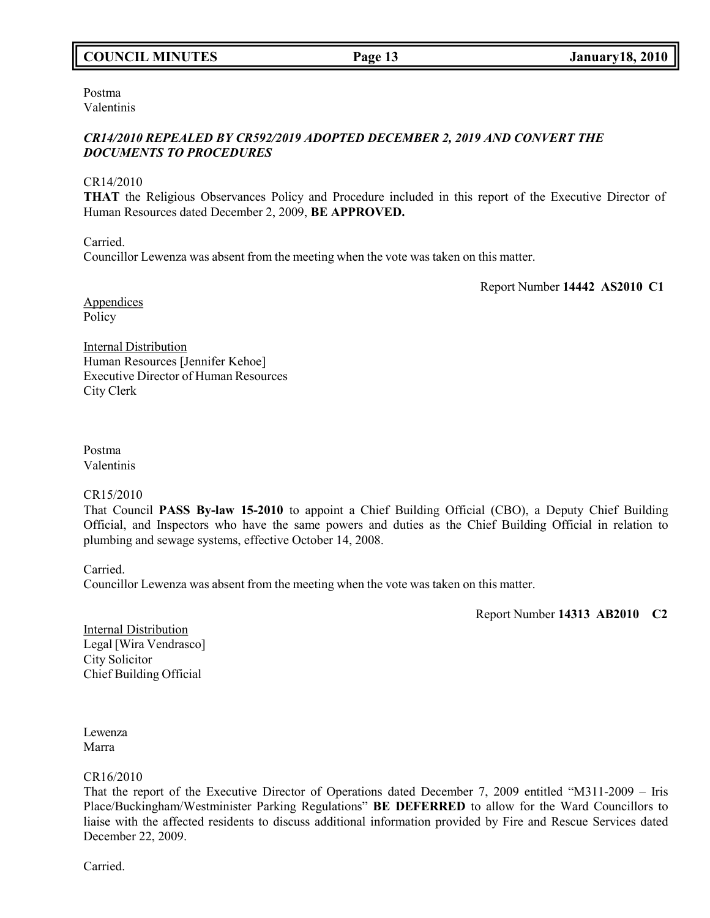Postma
Valentinis

***CR14/2010 REPEALED BY CR592/2019 ADOPTED DECEMBER 2, 2019 AND CONVERT THE DOCUMENTS TO PROCEDURES***

CR14/2010
**THAT** the Religious Observances Policy and Procedure included in this report of the Executive Director of Human Resources dated December 2, 2009, **BE APPROVED.**

Carried.
Councillor Lewenza was absent from the meeting when the vote was taken on this matter.

Report Number **14442 AS2010 C1**

Appendices
Policy

Internal Distribution
Human Resources [Jennifer Kehoe]
Executive Director of Human Resources
City Clerk

Postma
Valentinis

CR15/2010
That Council **PASS By-law 15-2010** to appoint a Chief Building Official (CBO), a Deputy Chief Building Official, and Inspectors who have the same powers and duties as the Chief Building Official in relation to plumbing and sewage systems, effective October 14, 2008.

Carried.
Councillor Lewenza was absent from the meeting when the vote was taken on this matter.

Report Number **14313 AB2010 C2**

Internal Distribution
Legal [Wira Vendrasco]
City Solicitor
Chief Building Official

Lewenza
Marra

CR16/2010
That the report of the Executive Director of Operations dated December 7, 2009 entitled "M311-2009 – Iris Place/Buckingham/Westminister Parking Regulations" **BE DEFERRED** to allow for the Ward Councillors to liaise with the affected residents to discuss additional information provided by Fire and Rescue Services dated December 22, 2009.

Carried.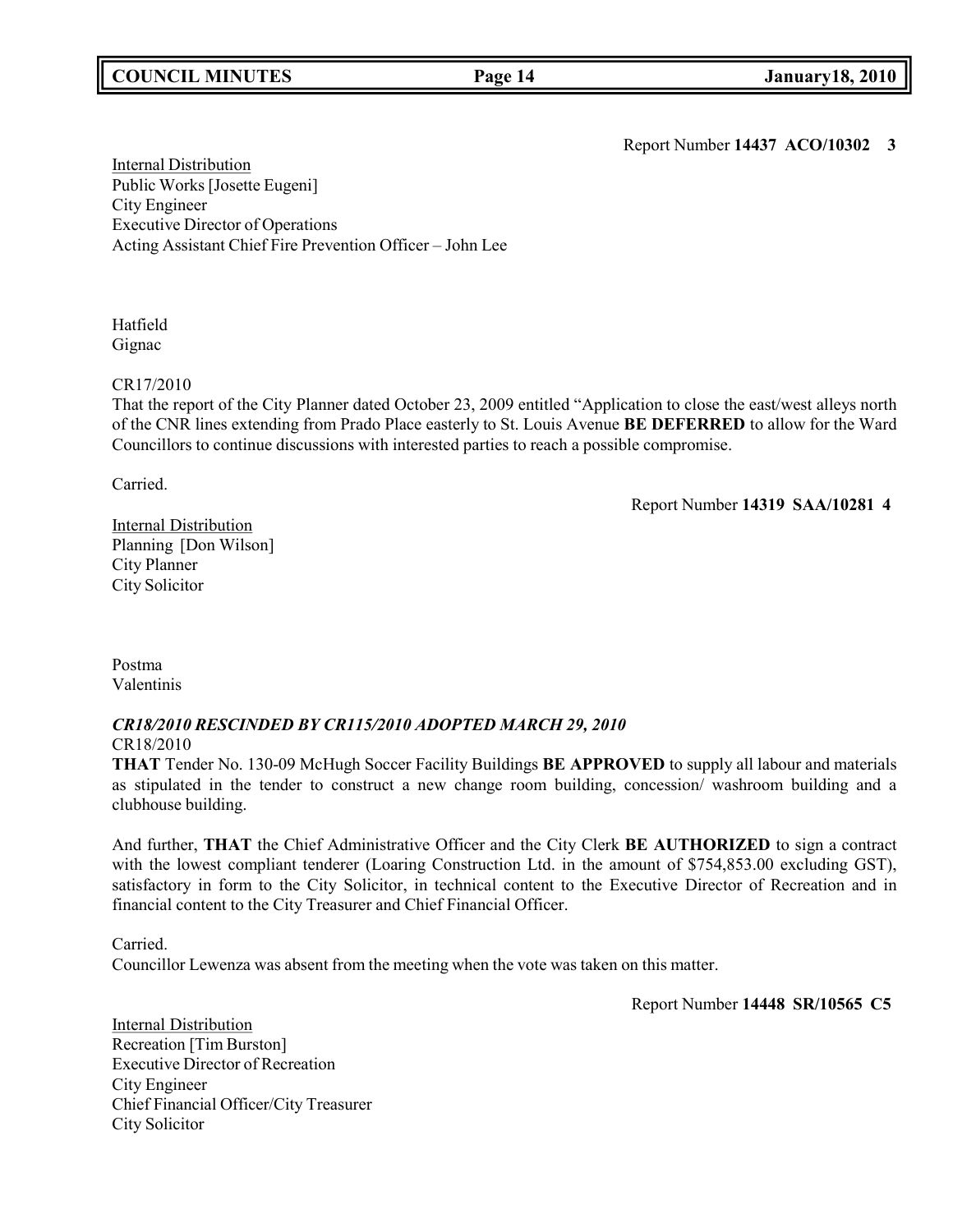Report Number **14437 ACO/10302 3**

Internal Distribution
Public Works [Josette Eugeni]
City Engineer
Executive Director of Operations
Acting Assistant Chief Fire Prevention Officer – John Lee

Hatfield
Gignac

CR17/2010
That the report of the City Planner dated October 23, 2009 entitled "Application to close the east/west alleys north of the CNR lines extending from Prado Place easterly to St. Louis Avenue **BE DEFERRED** to allow for the Ward Councillors to continue discussions with interested parties to reach a possible compromise.

Carried.

Report Number **14319 SAA/10281 4**

Internal Distribution
Planning [Don Wilson]
City Planner
City Solicitor

Postma
Valentinis

***CR18/2010 RESCINDED BY CR115/2010 ADOPTED MARCH 29, 2010***
CR18/2010
**THAT** Tender No. 130-09 McHugh Soccer Facility Buildings **BE APPROVED** to supply all labour and materials as stipulated in the tender to construct a new change room building, concession/ washroom building and a clubhouse building.

And further, **THAT** the Chief Administrative Officer and the City Clerk **BE AUTHORIZED** to sign a contract with the lowest compliant tenderer (Loaring Construction Ltd. in the amount of $754,853.00 excluding GST), satisfactory in form to the City Solicitor, in technical content to the Executive Director of Recreation and in financial content to the City Treasurer and Chief Financial Officer.

Carried.
Councillor Lewenza was absent from the meeting when the vote was taken on this matter.

Report Number **14448 SR/10565 C5**

Internal Distribution
Recreation [Tim Burston]
Executive Director of Recreation
City Engineer
Chief Financial Officer/City Treasurer
City Solicitor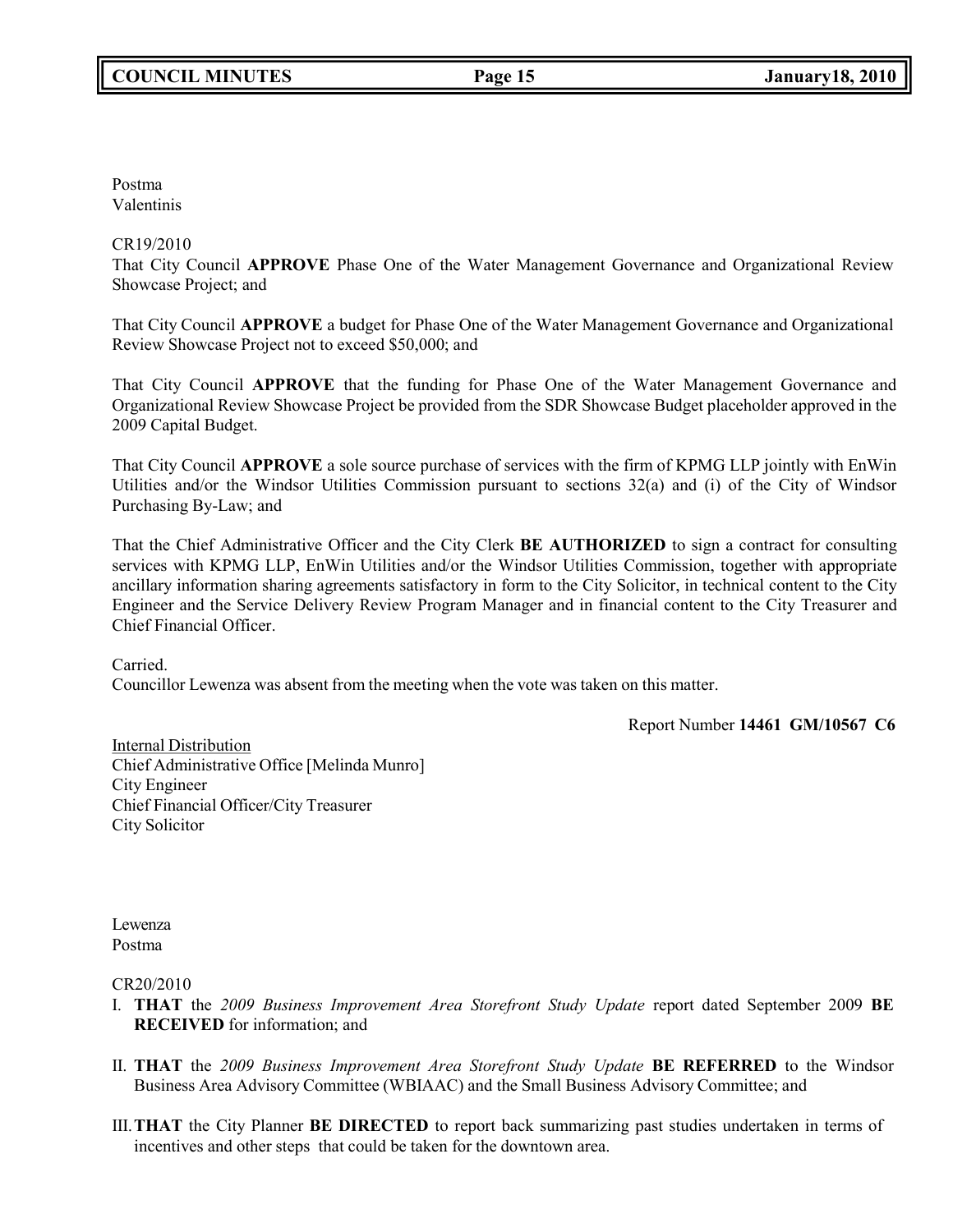Postma
Valentinis

CR19/2010
That City Council **APPROVE** Phase One of the Water Management Governance and Organizational Review Showcase Project; and

That City Council **APPROVE** a budget for Phase One of the Water Management Governance and Organizational Review Showcase Project not to exceed $50,000; and

That City Council **APPROVE** that the funding for Phase One of the Water Management Governance and Organizational Review Showcase Project be provided from the SDR Showcase Budget placeholder approved in the 2009 Capital Budget.

That City Council **APPROVE** a sole source purchase of services with the firm of KPMG LLP jointly with EnWin Utilities and/or the Windsor Utilities Commission pursuant to sections 32(a) and (i) of the City of Windsor Purchasing By-Law; and

That the Chief Administrative Officer and the City Clerk **BE AUTHORIZED** to sign a contract for consulting services with KPMG LLP, EnWin Utilities and/or the Windsor Utilities Commission, together with appropriate ancillary information sharing agreements satisfactory in form to the City Solicitor, in technical content to the City Engineer and the Service Delivery Review Program Manager and in financial content to the City Treasurer and Chief Financial Officer.

Carried.
Councillor Lewenza was absent from the meeting when the vote was taken on this matter.

Report Number **14461 GM/10567 C6**

Internal Distribution
Chief Administrative Office [Melinda Munro]
City Engineer
Chief Financial Officer/City Treasurer
City Solicitor

Lewenza
Postma

CR20/2010

I. **THAT** the *2009 Business Improvement Area Storefront Study Update* report dated September 2009 **BE RECEIVED** for information; and

II. **THAT** the *2009 Business Improvement Area Storefront Study Update* **BE REFERRED** to the Windsor Business Area Advisory Committee (WBIAAC) and the Small Business Advisory Committee; and

III. **THAT** the City Planner **BE DIRECTED** to report back summarizing past studies undertaken in terms of incentives and other steps that could be taken for the downtown area.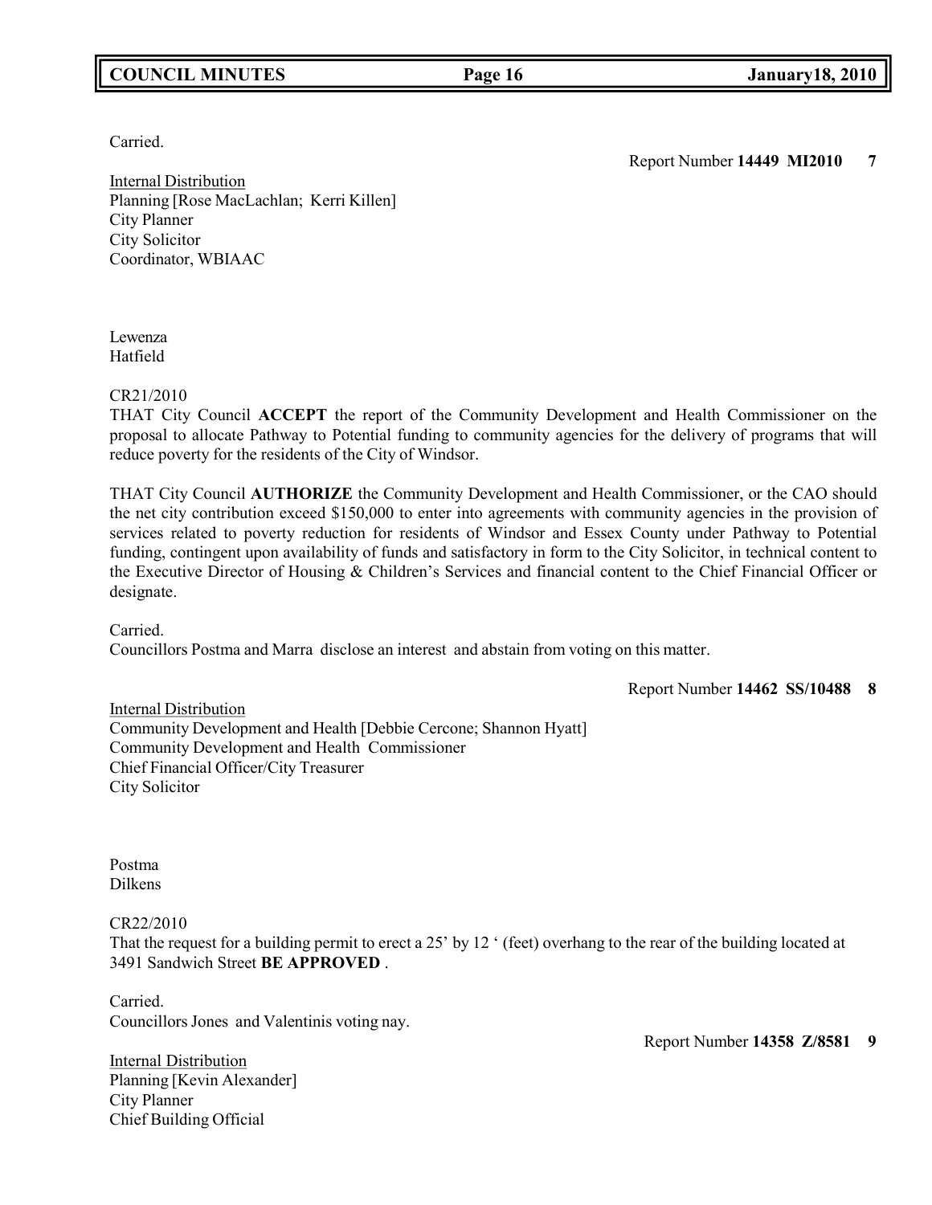Carried.

Report Number **14449 MI2010 7**

Internal Distribution
Planning [Rose MacLachlan; Kerri Killen]
City Planner
City Solicitor
Coordinator, WBIAAC

Lewenza
Hatfield

CR21/2010
THAT City Council **ACCEPT** the report of the Community Development and Health Commissioner on the proposal to allocate Pathway to Potential funding to community agencies for the delivery of programs that will reduce poverty for the residents of the City of Windsor.

THAT City Council **AUTHORIZE** the Community Development and Health Commissioner, or the CAO should the net city contribution exceed $150,000 to enter into agreements with community agencies in the provision of services related to poverty reduction for residents of Windsor and Essex County under Pathway to Potential funding, contingent upon availability of funds and satisfactory in form to the City Solicitor, in technical content to the Executive Director of Housing & Children's Services and financial content to the Chief Financial Officer or designate.

Carried.
Councillors Postma and Marra disclose an interest and abstain from voting on this matter.

Report Number **14462 SS/10488 8**

Internal Distribution
Community Development and Health [Debbie Cercone; Shannon Hyatt]
Community Development and Health Commissioner
Chief Financial Officer/City Treasurer
City Solicitor

Postma
Dilkens

CR22/2010
That the request for a building permit to erect a 25' by 12 ' (feet) overhang to the rear of the building located at 3491 Sandwich Street **BE APPROVED** .

Carried.
Councillors Jones and Valentinis voting nay.

Report Number **14358 Z/8581 9**

Internal Distribution
Planning [Kevin Alexander]
City Planner
Chief Building Official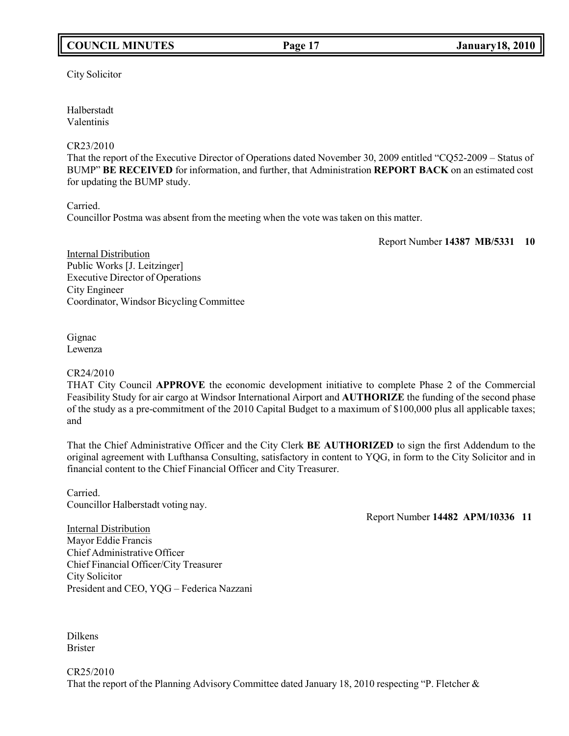City Solicitor

Halberstadt
Valentinis

CR23/2010
That the report of the Executive Director of Operations dated November 30, 2009 entitled "CQ52-2009 – Status of BUMP" **BE RECEIVED** for information, and further, that Administration **REPORT BACK** on an estimated cost for updating the BUMP study.

Carried.
Councillor Postma was absent from the meeting when the vote was taken on this matter.

Report Number **14387 MB/5331 10**

Internal Distribution
Public Works [J. Leitzinger]
Executive Director of Operations
City Engineer
Coordinator, Windsor Bicycling Committee

Gignac
Lewenza

CR24/2010
THAT City Council **APPROVE** the economic development initiative to complete Phase 2 of the Commercial Feasibility Study for air cargo at Windsor International Airport and **AUTHORIZE** the funding of the second phase of the study as a pre-commitment of the 2010 Capital Budget to a maximum of $100,000 plus all applicable taxes; and

That the Chief Administrative Officer and the City Clerk **BE AUTHORIZED** to sign the first Addendum to the original agreement with Lufthansa Consulting, satisfactory in content to YQG, in form to the City Solicitor and in financial content to the Chief Financial Officer and City Treasurer.

Carried.
Councillor Halberstadt voting nay.

Report Number **14482 APM/10336 11**

Internal Distribution
Mayor Eddie Francis
Chief Administrative Officer
Chief Financial Officer/City Treasurer
City Solicitor
President and CEO, YQG – Federica Nazzani

Dilkens
Brister

CR25/2010
That the report of the Planning Advisory Committee dated January 18, 2010 respecting "P. Fletcher &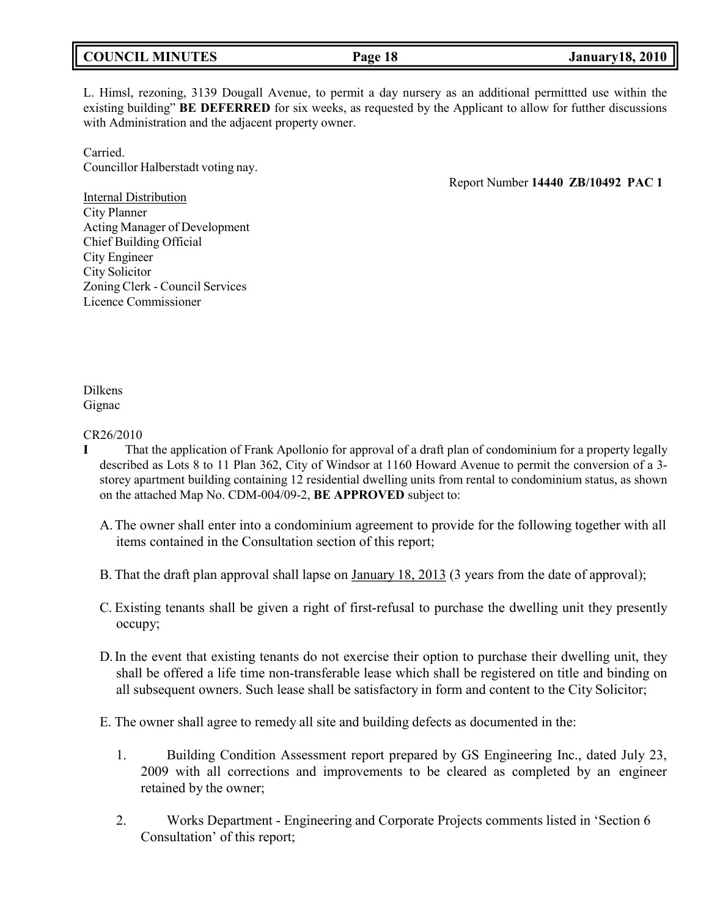L. Himsl, rezoning, 3139 Dougall Avenue, to permit a day nursery as an additional permittted use within the existing building" **BE DEFERRED** for six weeks, as requested by the Applicant to allow for futher discussions with Administration and the adjacent property owner.

Carried.
Councillor Halberstadt voting nay.

Report Number **14440 ZB/10492 PAC 1**

Internal Distribution
City Planner
Acting Manager of Development
Chief Building Official
City Engineer
City Solicitor
Zoning Clerk - Council Services
Licence Commissioner

Dilkens
Gignac

CR26/2010

**I** That the application of Frank Apollonio for approval of a draft plan of condominium for a property legally described as Lots 8 to 11 Plan 362, City of Windsor at 1160 Howard Avenue to permit the conversion of a 3-storey apartment building containing 12 residential dwelling units from rental to condominium status, as shown on the attached Map No. CDM-004/09-2, **BE APPROVED** subject to:

A. The owner shall enter into a condominium agreement to provide for the following together with all items contained in the Consultation section of this report;

B. That the draft plan approval shall lapse on January 18, 2013 (3 years from the date of approval);

C. Existing tenants shall be given a right of first-refusal to purchase the dwelling unit they presently occupy;

D. In the event that existing tenants do not exercise their option to purchase their dwelling unit, they shall be offered a life time non-transferable lease which shall be registered on title and binding on all subsequent owners. Such lease shall be satisfactory in form and content to the City Solicitor;

E. The owner shall agree to remedy all site and building defects as documented in the:

1. Building Condition Assessment report prepared by GS Engineering Inc., dated July 23, 2009 with all corrections and improvements to be cleared as completed by an engineer retained by the owner;

2. Works Department - Engineering and Corporate Projects comments listed in 'Section 6 Consultation' of this report;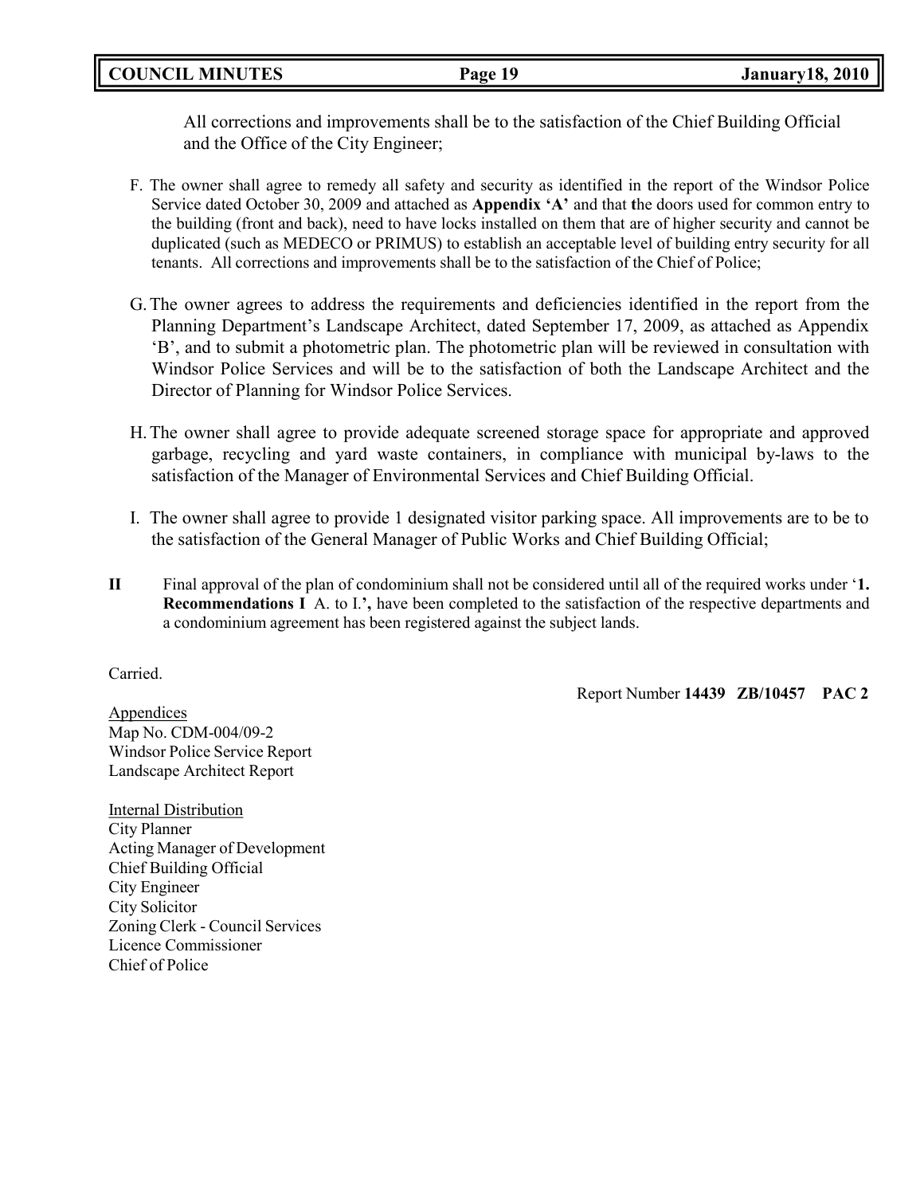All corrections and improvements shall be to the satisfaction of the Chief Building Official and the Office of the City Engineer;

F. The owner shall agree to remedy all safety and security as identified in the report of the Windsor Police Service dated October 30, 2009 and attached as **Appendix 'A'** and that **t**he doors used for common entry to the building (front and back), need to have locks installed on them that are of higher security and cannot be duplicated (such as MEDECO or PRIMUS) to establish an acceptable level of building entry security for all tenants. All corrections and improvements shall be to the satisfaction of the Chief of Police;

G. The owner agrees to address the requirements and deficiencies identified in the report from the Planning Department's Landscape Architect, dated September 17, 2009, as attached as Appendix 'B', and to submit a photometric plan. The photometric plan will be reviewed in consultation with Windsor Police Services and will be to the satisfaction of both the Landscape Architect and the Director of Planning for Windsor Police Services.

H. The owner shall agree to provide adequate screened storage space for appropriate and approved garbage, recycling and yard waste containers, in compliance with municipal by-laws to the satisfaction of the Manager of Environmental Services and Chief Building Official.

I. The owner shall agree to provide 1 designated visitor parking space. All improvements are to be to the satisfaction of the General Manager of Public Works and Chief Building Official;

**II** Final approval of the plan of condominium shall not be considered until all of the required works under '**1. Recommendations I** A. to I.**',** have been completed to the satisfaction of the respective departments and a condominium agreement has been registered against the subject lands.

Carried.

Report Number **14439 ZB/10457 PAC 2**

Appendices
Map No. CDM-004/09-2
Windsor Police Service Report
Landscape Architect Report

Internal Distribution
City Planner
Acting Manager of Development
Chief Building Official
City Engineer
City Solicitor
Zoning Clerk - Council Services
Licence Commissioner
Chief of Police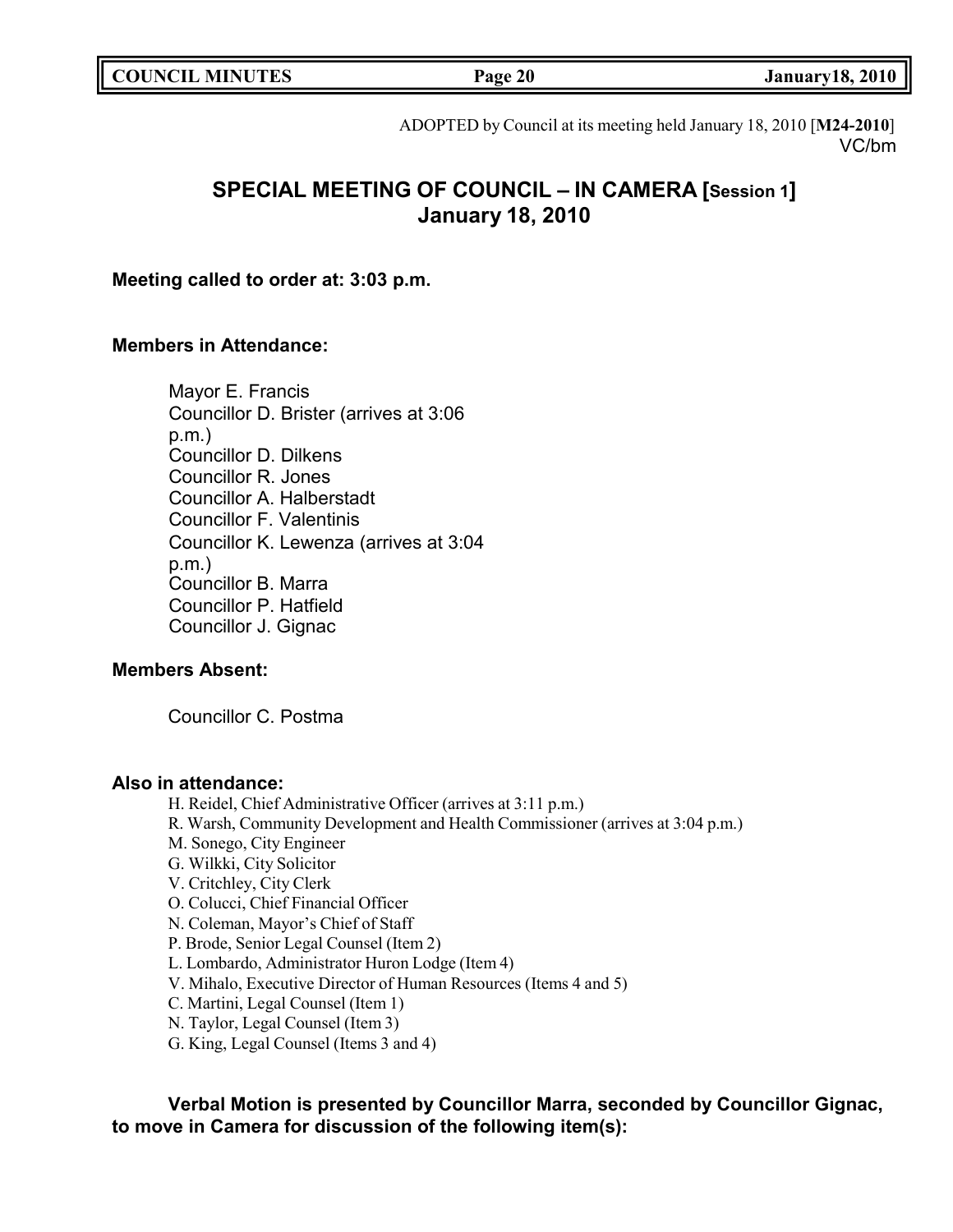ADOPTED by Council at its meeting held January 18, 2010 [**M24-2010**]
VC/bm

## SPECIAL MEETING OF COUNCIL – IN CAMERA [Session 1]
## January 18, 2010

**Meeting called to order at: 3:03 p.m.**

**Members in Attendance:**

Mayor E. Francis
Councillor D. Brister (arrives at 3:06 p.m.)
Councillor D. Dilkens
Councillor R. Jones
Councillor A. Halberstadt
Councillor F. Valentinis
Councillor K. Lewenza (arrives at 3:04 p.m.)
Councillor B. Marra
Councillor P. Hatfield
Councillor J. Gignac

**Members Absent:**

Councillor C. Postma

**Also in attendance:**

H. Reidel, Chief Administrative Officer (arrives at 3:11 p.m.)
R. Warsh, Community Development and Health Commissioner (arrives at 3:04 p.m.)
M. Sonego, City Engineer
G. Wilkki, City Solicitor
V. Critchley, City Clerk
O. Colucci, Chief Financial Officer
N. Coleman, Mayor's Chief of Staff
P. Brode, Senior Legal Counsel (Item 2)
L. Lombardo, Administrator Huron Lodge (Item 4)
V. Mihalo, Executive Director of Human Resources (Items 4 and 5)
C. Martini, Legal Counsel (Item 1)
N. Taylor, Legal Counsel (Item 3)
G. King, Legal Counsel (Items 3 and 4)

**Verbal Motion is presented by Councillor Marra, seconded by Councillor Gignac, to move in Camera for discussion of the following item(s):**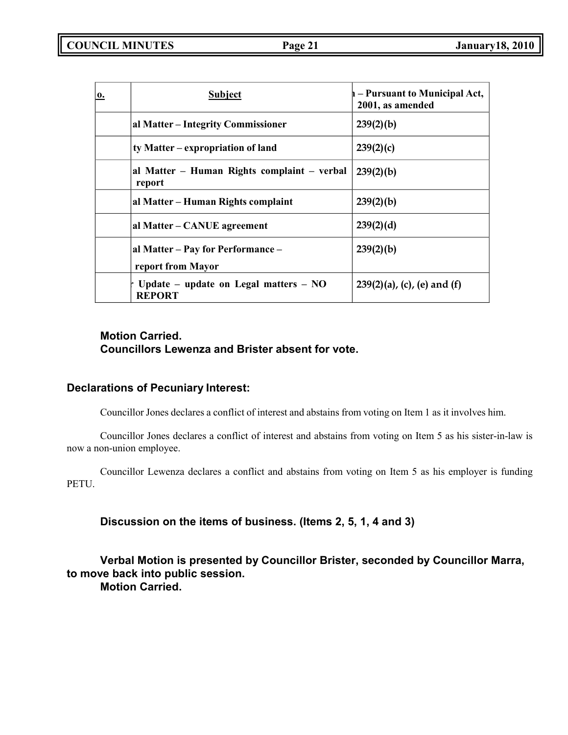| o. | Subject | h – Pursuant to Municipal Act, 2001, as amended |
|---|---|---|
| | al Matter – Integrity Commissioner | 239(2)(b) |
| | ty Matter – expropriation of land | 239(2)(c) |
| | al Matter – Human Rights complaint – verbal report | 239(2)(b) |
| | al Matter – Human Rights complaint | 239(2)(b) |
| | al Matter – CANUE agreement | 239(2)(d) |
| | al Matter – Pay for Performance – report from Mayor | 239(2)(b) |
| | r Update – update on Legal matters – NO REPORT | 239(2)(a), (c), (e) and (f) |

**Motion Carried.**
**Councillors Lewenza and Brister absent for vote.**

### Declarations of Pecuniary Interest:

Councillor Jones declares a conflict of interest and abstains from voting on Item 1 as it involves him.

Councillor Jones declares a conflict of interest and abstains from voting on Item 5 as his sister-in-law is now a non-union employee.

Councillor Lewenza declares a conflict and abstains from voting on Item 5 as his employer is funding PETU.

**Discussion on the items of business. (Items 2, 5, 1, 4 and 3)**

**Verbal Motion is presented by Councillor Brister, seconded by Councillor Marra, to move back into public session.**
**Motion Carried.**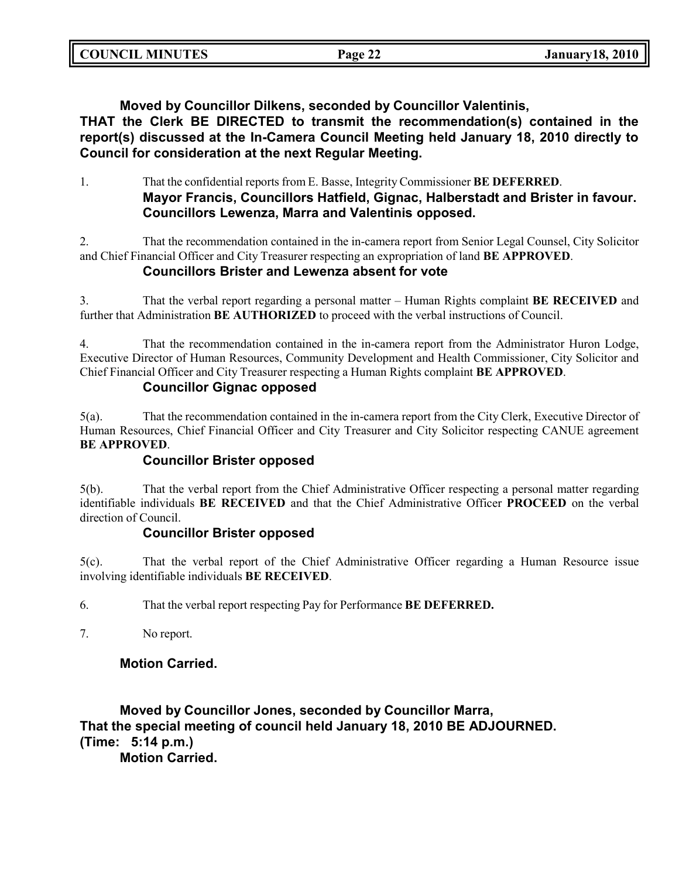**Moved by Councillor Dilkens, seconded by Councillor Valentinis,**
**THAT the Clerk BE DIRECTED to transmit the recommendation(s) contained in the report(s) discussed at the In-Camera Council Meeting held January 18, 2010 directly to Council for consideration at the next Regular Meeting.**

1. That the confidential reports from E. Basse, Integrity Commissioner **BE DEFERRED**.
**Mayor Francis, Councillors Hatfield, Gignac, Halberstadt and Brister in favour. Councillors Lewenza, Marra and Valentinis opposed.**

2. That the recommendation contained in the in-camera report from Senior Legal Counsel, City Solicitor and Chief Financial Officer and City Treasurer respecting an expropriation of land **BE APPROVED**.
**Councillors Brister and Lewenza absent for vote**

3. That the verbal report regarding a personal matter – Human Rights complaint **BE RECEIVED** and further that Administration **BE AUTHORIZED** to proceed with the verbal instructions of Council.

4. That the recommendation contained in the in-camera report from the Administrator Huron Lodge, Executive Director of Human Resources, Community Development and Health Commissioner, City Solicitor and Chief Financial Officer and City Treasurer respecting a Human Rights complaint **BE APPROVED**.
**Councillor Gignac opposed**

5(a). That the recommendation contained in the in-camera report from the City Clerk, Executive Director of Human Resources, Chief Financial Officer and City Treasurer and City Solicitor respecting CANUE agreement **BE APPROVED**.
**Councillor Brister opposed**

5(b). That the verbal report from the Chief Administrative Officer respecting a personal matter regarding identifiable individuals **BE RECEIVED** and that the Chief Administrative Officer **PROCEED** on the verbal direction of Council.
**Councillor Brister opposed**

5(c). That the verbal report of the Chief Administrative Officer regarding a Human Resource issue involving identifiable individuals **BE RECEIVED**.

6. That the verbal report respecting Pay for Performance **BE DEFERRED.**

7. No report.

**Motion Carried.**

**Moved by Councillor Jones, seconded by Councillor Marra,**
**That the special meeting of council held January 18, 2010 BE ADJOURNED.**
**(Time: 5:14 p.m.)**
**Motion Carried.**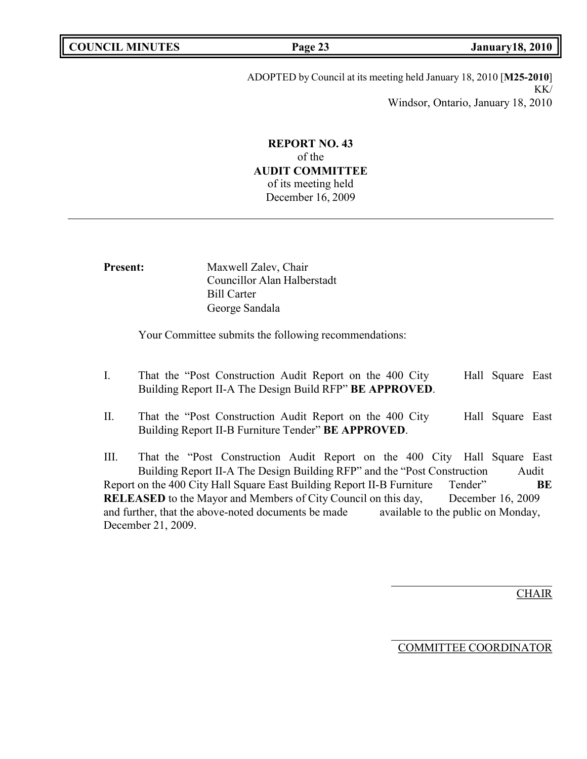ADOPTED by Council at its meeting held January 18, 2010 [**M25-2010**]
KK/
Windsor, Ontario, January 18, 2010

**REPORT NO. 43**
of the
**AUDIT COMMITTEE**
of its meeting held
December 16, 2009

---

**Present:** Maxwell Zalev, Chair
Councillor Alan Halberstadt
Bill Carter
George Sandala

Your Committee submits the following recommendations:

I. That the "Post Construction Audit Report on the 400 City Hall Square East Building Report II-A The Design Build RFP" **BE APPROVED**.

II. That the "Post Construction Audit Report on the 400 City Hall Square East Building Report II-B Furniture Tender" **BE APPROVED**.

III. That the "Post Construction Audit Report on the 400 City Hall Square East Building Report II-A The Design Building RFP" and the "Post Construction Audit Report on the 400 City Hall Square East Building Report II-B Furniture Tender" **BE RELEASED** to the Mayor and Members of City Council on this day, December 16, 2009 and further, that the above-noted documents be made available to the public on Monday, December 21, 2009.

CHAIR

COMMITTEE COORDINATOR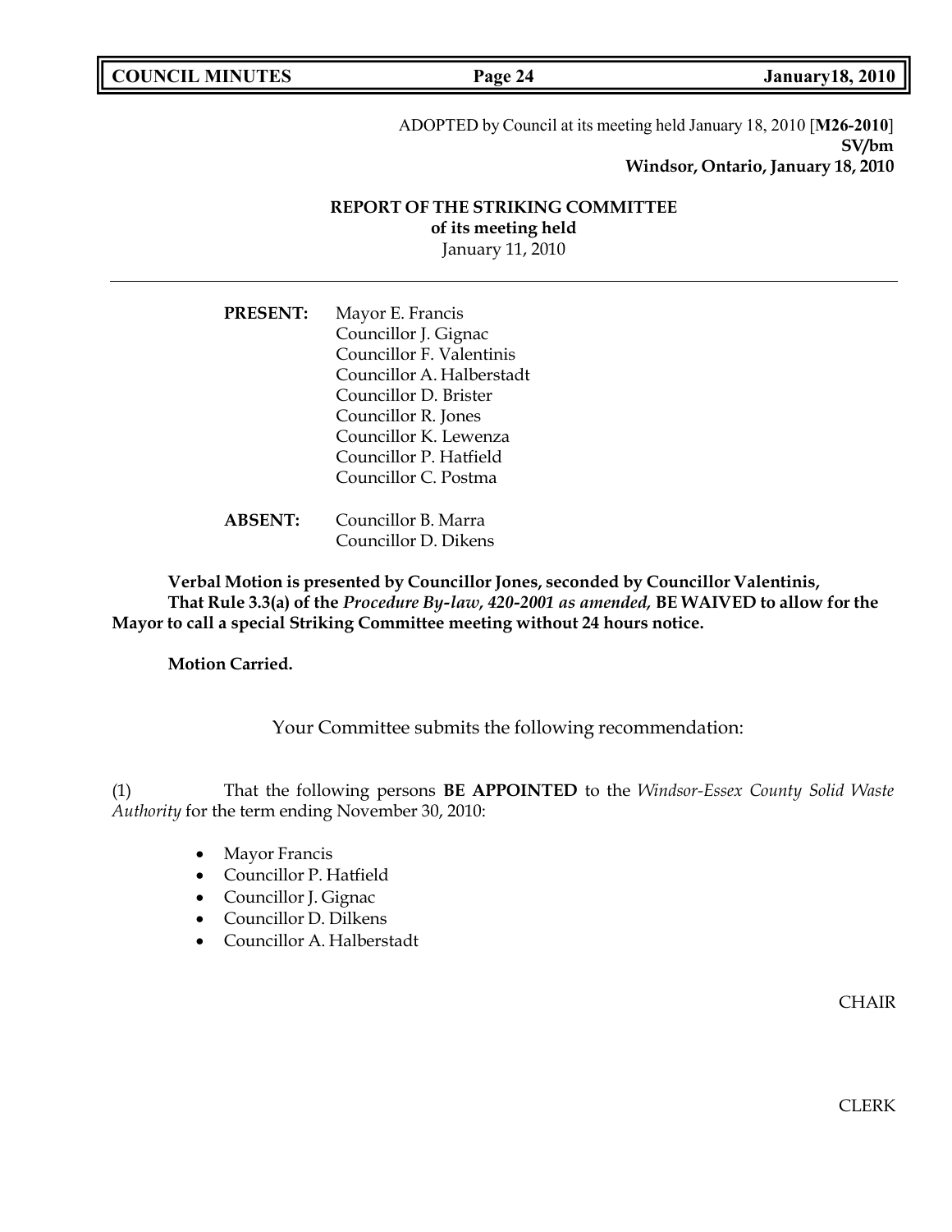ADOPTED by Council at its meeting held January 18, 2010 [**M26-2010**]
**SV/bm**
**Windsor, Ontario, January 18, 2010**

**REPORT OF THE STRIKING COMMITTEE**
**of its meeting held**
January 11, 2010

---

**PRESENT:** Mayor E. Francis
Councillor J. Gignac
Councillor F. Valentinis
Councillor A. Halberstadt
Councillor D. Brister
Councillor R. Jones
Councillor K. Lewenza
Councillor P. Hatfield
Councillor C. Postma

**ABSENT:** Councillor B. Marra
Councillor D. Dikens

**Verbal Motion is presented by Councillor Jones, seconded by Councillor Valentinis, That Rule 3.3(a) of the** ***Procedure By-law, 420-2001 as amended,*** **BE WAIVED to allow for the Mayor to call a special Striking Committee meeting without 24 hours notice.**

**Motion Carried.**

Your Committee submits the following recommendation:

(1) That the following persons **BE APPOINTED** to the *Windsor-Essex County Solid Waste Authority* for the term ending November 30, 2010:

- Mayor Francis
- Councillor P. Hatfield
- Councillor J. Gignac
- Councillor D. Dilkens
- Councillor A. Halberstadt

CHAIR

CLERK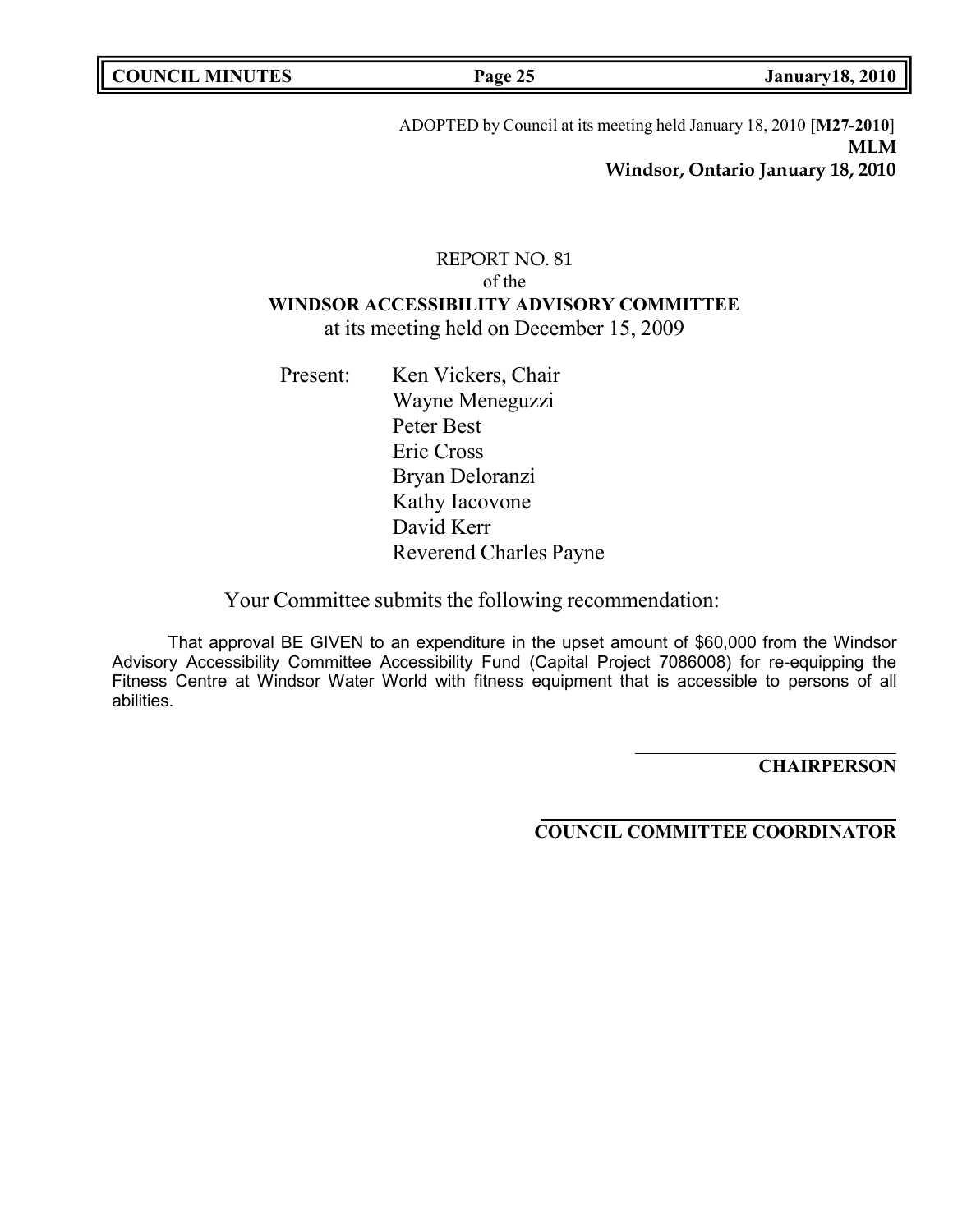ADOPTED by Council at its meeting held January 18, 2010 [**M27-2010**]
**MLM**
**Windsor, Ontario January 18, 2010**

REPORT NO. 81
of the
**WINDSOR ACCESSIBILITY ADVISORY COMMITTEE**
at its meeting held on December 15, 2009

Present: Ken Vickers, Chair
Wayne Meneguzzi
Peter Best
Eric Cross
Bryan Deloranzi
Kathy Iacovone
David Kerr
Reverend Charles Payne

Your Committee submits the following recommendation:

That approval BE GIVEN to an expenditure in the upset amount of $60,000 from the Windsor Advisory Accessibility Committee Accessibility Fund (Capital Project 7086008) for re-equipping the Fitness Centre at Windsor Water World with fitness equipment that is accessible to persons of all abilities.

**CHAIRPERSON**

**COUNCIL COMMITTEE COORDINATOR**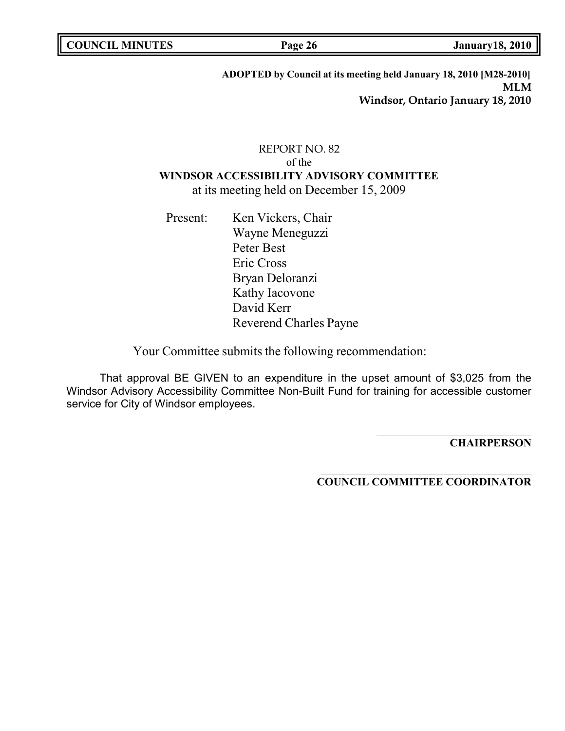**ADOPTED by Council at its meeting held January 18, 2010 [M28-2010]**
**MLM**
**Windsor, Ontario January 18, 2010**

REPORT NO. 82
of the
**WINDSOR ACCESSIBILITY ADVISORY COMMITTEE**
at its meeting held on December 15, 2009

Present: Ken Vickers, Chair
Wayne Meneguzzi
Peter Best
Eric Cross
Bryan Deloranzi
Kathy Iacovone
David Kerr
Reverend Charles Payne

Your Committee submits the following recommendation:

That approval BE GIVEN to an expenditure in the upset amount of $3,025 from the Windsor Advisory Accessibility Committee Non-Built Fund for training for accessible customer service for City of Windsor employees.

**CHAIRPERSON**

**COUNCIL COMMITTEE COORDINATOR**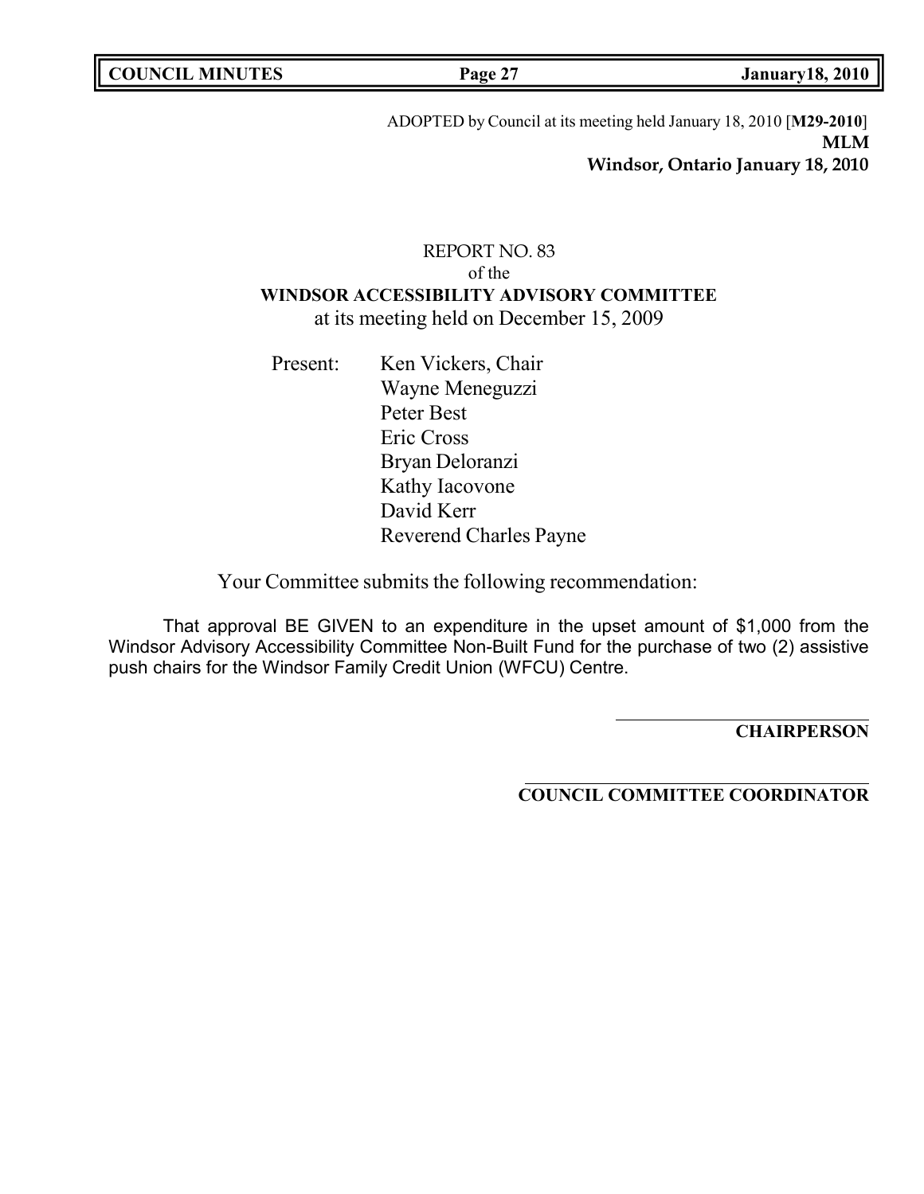ADOPTED by Council at its meeting held January 18, 2010 [**M29-2010**]
**MLM**
**Windsor, Ontario January 18, 2010**

REPORT NO. 83
of the
**WINDSOR ACCESSIBILITY ADVISORY COMMITTEE**
at its meeting held on December 15, 2009

Present:
Ken Vickers, Chair
Wayne Meneguzzi
Peter Best
Eric Cross
Bryan Deloranzi
Kathy Iacovone
David Kerr
Reverend Charles Payne

Your Committee submits the following recommendation:

That approval BE GIVEN to an expenditure in the upset amount of $1,000 from the Windsor Advisory Accessibility Committee Non-Built Fund for the purchase of two (2) assistive push chairs for the Windsor Family Credit Union (WFCU) Centre.

**CHAIRPERSON**

**COUNCIL COMMITTEE COORDINATOR**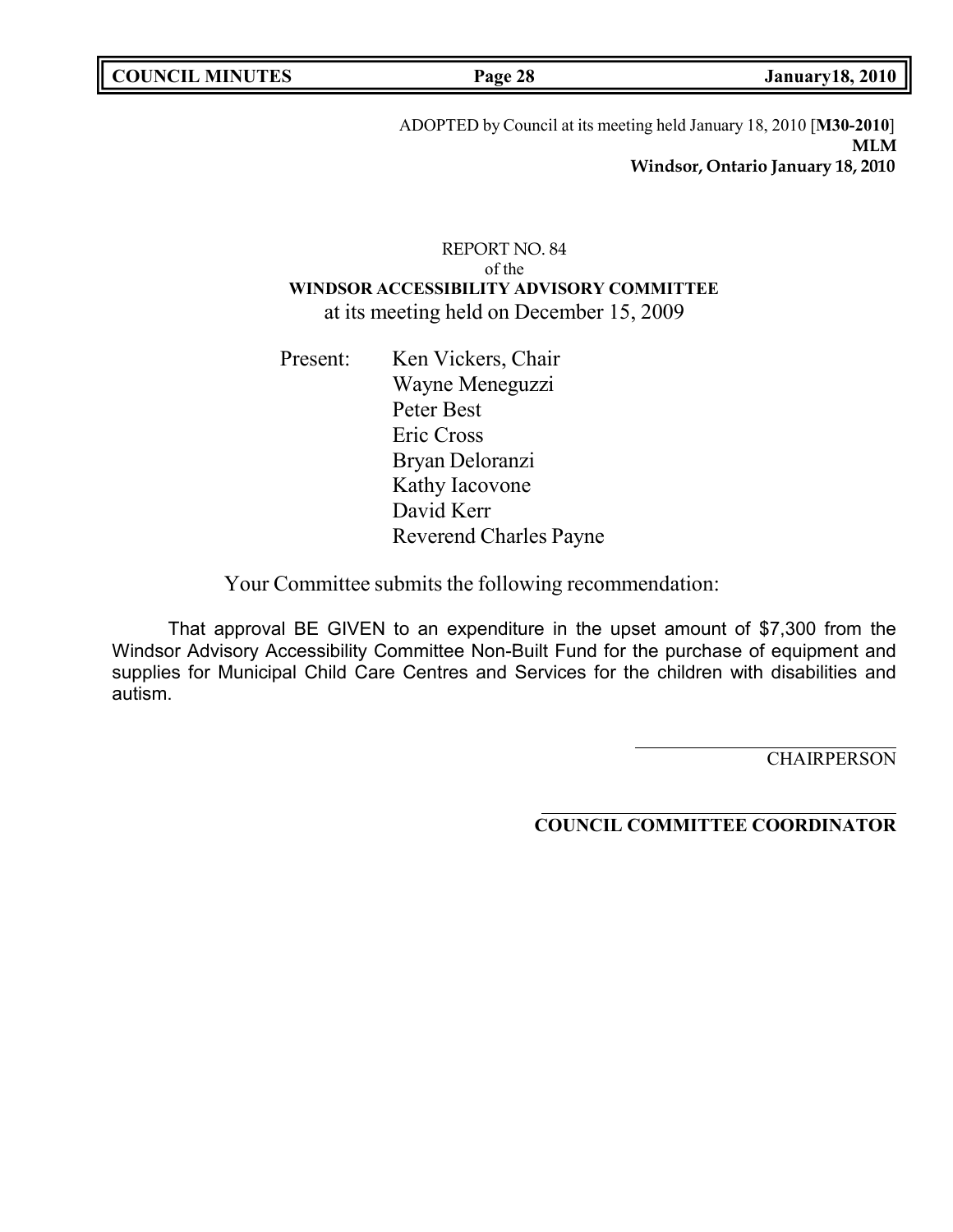ADOPTED by Council at its meeting held January 18, 2010 [**M30-2010**]
**MLM**
**Windsor, Ontario January 18, 2010**

REPORT NO. 84
of the
**WINDSOR ACCESSIBILITY ADVISORY COMMITTEE**
at its meeting held on December 15, 2009

Present: Ken Vickers, Chair
Wayne Meneguzzi
Peter Best
Eric Cross
Bryan Deloranzi
Kathy Iacovone
David Kerr
Reverend Charles Payne

Your Committee submits the following recommendation:

That approval BE GIVEN to an expenditure in the upset amount of $7,300 from the Windsor Advisory Accessibility Committee Non-Built Fund for the purchase of equipment and supplies for Municipal Child Care Centres and Services for the children with disabilities and autism.

CHAIRPERSON

**COUNCIL COMMITTEE COORDINATOR**